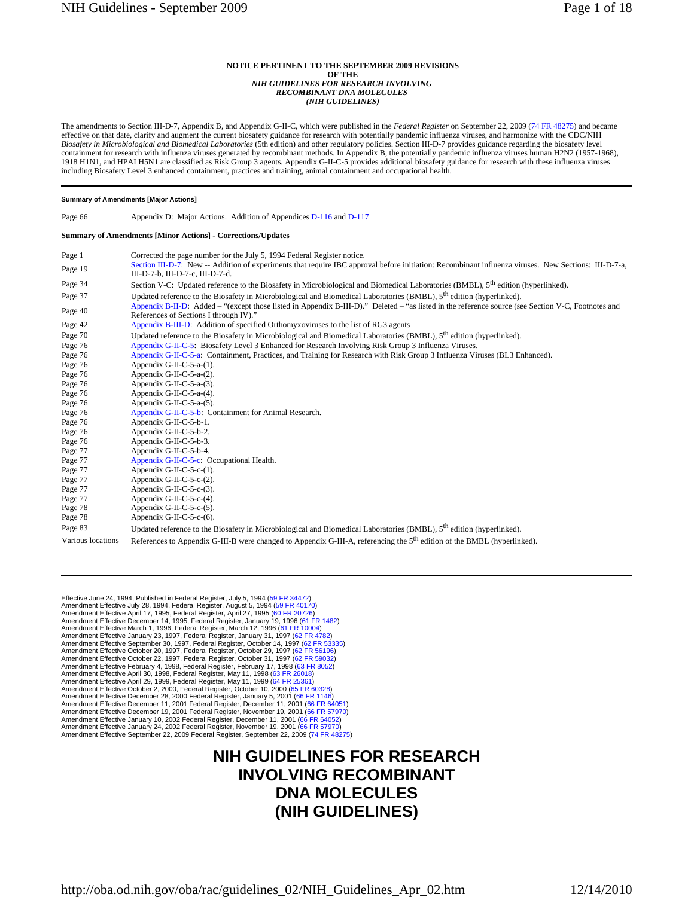**NOTICE PERTINENT TO THE SEPTEMBER 2009 REVISIONS**
**OF THE**
***NIH GUIDELINES FOR RESEARCH INVOLVING RECOMBINANT DNA MOLECULES***
***(NIH GUIDELINES)***

The amendments to Section III-D-7, Appendix B, and Appendix G-II-C, which were published in the *Federal Register* on September 22, 2009 (74 FR 48275) and became effective on that date, clarify and augment the current biosafety guidance for research with potentially pandemic influenza viruses, and harmonize with the CDC/NIH *Biosafety in Microbiological and Biomedical Laboratories* (5th edition) and other regulatory policies. Section III-D-7 provides guidance regarding the biosafety level containment for research with influenza viruses generated by recombinant methods. In Appendix B, the potentially pandemic influenza viruses human H2N2 (1957-1968), 1918 H1N1, and HPAI H5N1 are classified as Risk Group 3 agents. Appendix G-II-C-5 provides additional biosafety guidance for research with these influenza viruses including Biosafety Level 3 enhanced containment, practices and training, animal containment and occupational health.

---

**Summary of Amendments [Major Actions]**

| | |
|---|---|
| Page 66 | Appendix D: Major Actions. Addition of Appendices D-116 and D-117 |

**Summary of Amendments [Minor Actions] - Corrections/Updates**

| | |
|---|---|
| Page 1 | Corrected the page number for the July 5, 1994 Federal Register notice. |
| Page 19 | Section III-D-7: New -- Addition of experiments that require IBC approval before initiation: Recombinant influenza viruses. New Sections: III-D-7-a, III-D-7-b, III-D-7-c, III-D-7-d. |
| Page 34 | Section V-C: Updated reference to the Biosafety in Microbiological and Biomedical Laboratories (BMBL), 5th edition (hyperlinked). |
| Page 37 | Updated reference to the Biosafety in Microbiological and Biomedical Laboratories (BMBL), 5th edition (hyperlinked). |
| Page 40 | Appendix B-II-D: Added – "(except those listed in Appendix B-III-D)." Deleted – "as listed in the reference source (see Section V-C, Footnotes and References of Sections I through IV)." |
| Page 42 | Appendix B-III-D: Addition of specified Orthomyxoviruses to the list of RG3 agents |
| Page 70 | Updated reference to the Biosafety in Microbiological and Biomedical Laboratories (BMBL), 5th edition (hyperlinked). |
| Page 76 | Appendix G-II-C-5: Biosafety Level 3 Enhanced for Research Involving Risk Group 3 Influenza Viruses. |
| Page 76 | Appendix G-II-C-5-a: Containment, Practices, and Training for Research with Risk Group 3 Influenza Viruses (BL3 Enhanced). |
| Page 76 | Appendix G-II-C-5-a-(1). |
| Page 76 | Appendix G-II-C-5-a-(2). |
| Page 76 | Appendix G-II-C-5-a-(3). |
| Page 76 | Appendix G-II-C-5-a-(4). |
| Page 76 | Appendix G-II-C-5-a-(5). |
| Page 76 | Appendix G-II-C-5-b: Containment for Animal Research. |
| Page 76 | Appendix G-II-C-5-b-1. |
| Page 76 | Appendix G-II-C-5-b-2. |
| Page 76 | Appendix G-II-C-5-b-3. |
| Page 77 | Appendix G-II-C-5-b-4. |
| Page 77 | Appendix G-II-C-5-c: Occupational Health. |
| Page 77 | Appendix G-II-C-5-c-(1). |
| Page 77 | Appendix G-II-C-5-c-(2). |
| Page 77 | Appendix G-II-C-5-c-(3). |
| Page 77 | Appendix G-II-C-5-c-(4). |
| Page 78 | Appendix G-II-C-5-c-(5). |
| Page 78 | Appendix G-II-C-5-c-(6). |
| Page 83 | Updated reference to the Biosafety in Microbiological and Biomedical Laboratories (BMBL), 5th edition (hyperlinked). |
| Various locations | References to Appendix G-III-B were changed to Appendix G-III-A, referencing the 5th edition of the BMBL (hyperlinked). |

---

Effective June 24, 1994, Published in Federal Register, July 5, 1994 (59 FR 34472)
Amendment Effective July 28, 1994, Federal Register, August 5, 1994 (59 FR 40170)
Amendment Effective April 17, 1995, Federal Register, April 27, 1995 (60 FR 20726)
Amendment Effective December 14, 1995, Federal Register, January 19, 1996 (61 FR 1482)
Amendment Effective March 1, 1996, Federal Register, March 12, 1996 (61 FR 10004)
Amendment Effective January 23, 1997, Federal Register, January 31, 1997 (62 FR 4782)
Amendment Effective September 30, 1997, Federal Register, October 14, 1997 (62 FR 53335)
Amendment Effective October 20, 1997, Federal Register, October 29, 1997 (62 FR 56196)
Amendment Effective October 22, 1997, Federal Register, October 31, 1997 (62 FR 59032)
Amendment Effective February 4, 1998, Federal Register, February 17, 1998 (63 FR 8052)
Amendment Effective April 30, 1998, Federal Register, May 11, 1998 (63 FR 26018)
Amendment Effective April 29, 1999, Federal Register, May 11, 1999 (64 FR 25361)
Amendment Effective October 2, 2000, Federal Register, October 10, 2000 (65 FR 60328)
Amendment Effective December 28, 2000 Federal Register, January 5, 2001 (66 FR 1146)
Amendment Effective December 11, 2001 Federal Register, December 11, 2001 (66 FR 64051)
Amendment Effective December 19, 2001 Federal Register, November 19, 2001 (66 FR 57970)
Amendment Effective January 10, 2002 Federal Register, December 11, 2001 (66 FR 64052)
Amendment Effective January 24, 2002 Federal Register, November 19, 2001 (66 FR 57970)
Amendment Effective September 22, 2009 Federal Register, September 22, 2009 (74 FR 48275)

# NIH GUIDELINES FOR RESEARCH INVOLVING RECOMBINANT DNA MOLECULES (NIH GUIDELINES)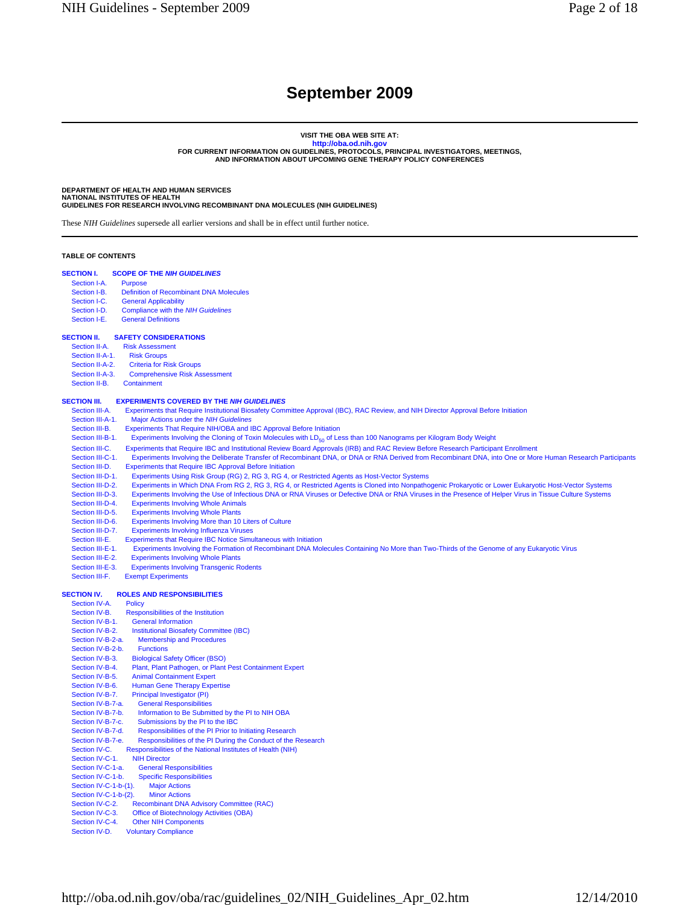# September 2009

**VISIT THE OBA WEB SITE AT:**
**http://oba.od.nih.gov**
**FOR CURRENT INFORMATION ON GUIDELINES, PROTOCOLS, PRINCIPAL INVESTIGATORS, MEETINGS, AND INFORMATION ABOUT UPCOMING GENE THERAPY POLICY CONFERENCES**

**DEPARTMENT OF HEALTH AND HUMAN SERVICES**
**NATIONAL INSTITUTES OF HEALTH**
**GUIDELINES FOR RESEARCH INVOLVING RECOMBINANT DNA MOLECULES (NIH GUIDELINES)**

These *NIH Guidelines* supersede all earlier versions and shall be in effect until further notice.

**TABLE OF CONTENTS**

**SECTION I. SCOPE OF THE *NIH GUIDELINES***
- Section I-A. Purpose
- Section I-B. Definition of Recombinant DNA Molecules
- Section I-C. General Applicability
- Section I-D. Compliance with the *NIH Guidelines*
- Section I-E. General Definitions

**SECTION II. SAFETY CONSIDERATIONS**
- Section II-A. Risk Assessment
- Section II-A-1. Risk Groups
- Section II-A-2. Criteria for Risk Groups
- Section II-A-3. Comprehensive Risk Assessment
- Section II-B. Containment

**SECTION III. EXPERIMENTS COVERED BY THE *NIH GUIDELINES***
- Section III-A. Experiments that Require Institutional Biosafety Committee Approval (IBC), RAC Review, and NIH Director Approval Before Initiation
- Section III-A-1. Major Actions under the *NIH Guidelines*
- Section III-B. Experiments That Require NIH/OBA and IBC Approval Before Initiation
- Section III-B-1. Experiments Involving the Cloning of Toxin Molecules with $LD_{50}$ of Less than 100 Nanograms per Kilogram Body Weight
- Section III-C. Experiments that Require IBC and Institutional Review Board Approvals (IRB) and RAC Review Before Research Participant Enrollment
- Section III-C-1. Experiments Involving the Deliberate Transfer of Recombinant DNA, or DNA or RNA Derived from Recombinant DNA, into One or More Human Research Participants
- Section III-D. Experiments that Require IBC Approval Before Initiation
- Section III-D-1. Experiments Using Risk Group (RG) 2, RG 3, RG 4, or Restricted Agents as Host-Vector Systems
- Section III-D-2. Experiments in Which DNA From RG 2, RG 3, RG 4, or Restricted Agents is Cloned into Nonpathogenic Prokaryotic or Lower Eukaryotic Host-Vector Systems
- Section III-D-3. Experiments Involving the Use of Infectious DNA or RNA Viruses or Defective DNA or RNA Viruses in the Presence of Helper Virus in Tissue Culture Systems
- Section III-D-4. Experiments Involving Whole Animals
- Section III-D-5. Experiments Involving Whole Plants
- Section III-D-6. Experiments Involving More than 10 Liters of Culture
- Section III-D-7. Experiments Involving Influenza Viruses
- Section III-E. Experiments that Require IBC Notice Simultaneous with Initiation
- Section III-E-1. Experiments Involving the Formation of Recombinant DNA Molecules Containing No More than Two-Thirds of the Genome of any Eukaryotic Virus
- Section III-E-2. Experiments Involving Whole Plants
- Section III-E-3. Experiments Involving Transgenic Rodents
- Section III-F. Exempt Experiments

**SECTION IV. ROLES AND RESPONSIBILITIES**
- Section IV-A. Policy
- Section IV-B. Responsibilities of the Institution
- Section IV-B-1. General Information
- Section IV-B-2. Institutional Biosafety Committee (IBC)
- Section IV-B-2-a. Membership and Procedures
- Section IV-B-2-b. Functions
- Section IV-B-3. Biological Safety Officer (BSO)
- Section IV-B-4. Plant, Plant Pathogen, or Plant Pest Containment Expert
- Section IV-B-5. Animal Containment Expert
- Section IV-B-6. Human Gene Therapy Expertise
- Section IV-B-7. Principal Investigator (PI)
- Section IV-B-7-a. General Responsibilities
- Section IV-B-7-b. Information to Be Submitted by the PI to NIH OBA
- Section IV-B-7-c. Submissions by the PI to the IBC
- Section IV-B-7-d. Responsibilities of the PI Prior to Initiating Research
- Section IV-B-7-e. Responsibilities of the PI During the Conduct of the Research
- Section IV-C. Responsibilities of the National Institutes of Health (NIH)
- Section IV-C-1. NIH Director
- Section IV-C-1-a. General Responsibilities
- Section IV-C-1-b. Specific Responsibilities
- Section IV-C-1-b-(1). Major Actions
- Section IV-C-1-b-(2). Minor Actions
- Section IV-C-2. Recombinant DNA Advisory Committee (RAC)
- Section IV-C-3. Office of Biotechnology Activities (OBA)
- Section IV-C-4. Other NIH Components
- Section IV-D. Voluntary Compliance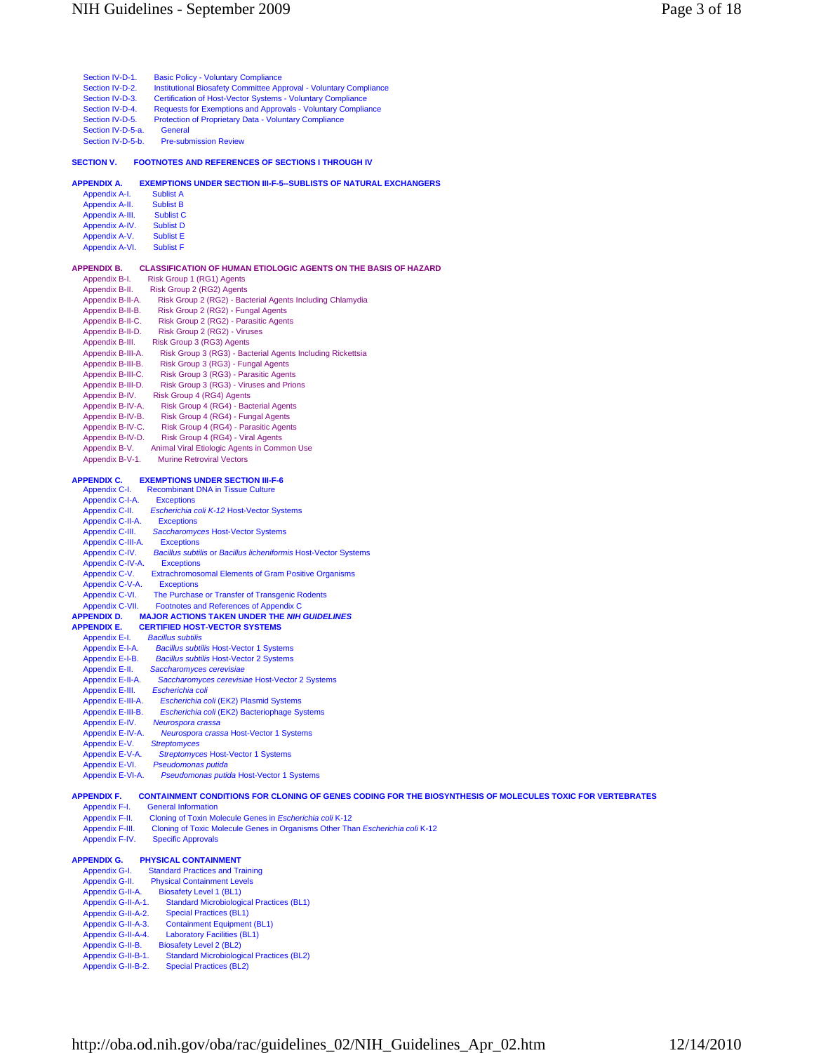Section IV-D-1. Basic Policy - Voluntary Compliance
Section IV-D-2. Institutional Biosafety Committee Approval - Voluntary Compliance
Section IV-D-3. Certification of Host-Vector Systems - Voluntary Compliance
Section IV-D-4. Requests for Exemptions and Approvals - Voluntary Compliance
Section IV-D-5. Protection of Proprietary Data - Voluntary Compliance
Section IV-D-5-a. General
Section IV-D-5-b. Pre-submission Review

**SECTION V. FOOTNOTES AND REFERENCES OF SECTIONS I THROUGH IV**

**APPENDIX A. EXEMPTIONS UNDER SECTION III-F-5--SUBLISTS OF NATURAL EXCHANGERS**

Appendix A-I. Sublist A
Appendix A-II. Sublist B
Appendix A-III. Sublist C
Appendix A-IV. Sublist D
Appendix A-V. Sublist E
Appendix A-VI. Sublist F

**APPENDIX B. CLASSIFICATION OF HUMAN ETIOLOGIC AGENTS ON THE BASIS OF HAZARD**

Appendix B-I. Risk Group 1 (RG1) Agents
Appendix B-II. Risk Group 2 (RG2) Agents
Appendix B-II-A. Risk Group 2 (RG2) - Bacterial Agents Including Chlamydia
Appendix B-II-B. Risk Group 2 (RG2) - Fungal Agents
Appendix B-II-C. Risk Group 2 (RG2) - Parasitic Agents
Appendix B-II-D. Risk Group 2 (RG2) - Viruses
Appendix B-III. Risk Group 3 (RG3) Agents
Appendix B-III-A. Risk Group 3 (RG3) - Bacterial Agents Including Rickettsia
Appendix B-III-B. Risk Group 3 (RG3) - Fungal Agents
Appendix B-III-C. Risk Group 3 (RG3) - Parasitic Agents
Appendix B-III-D. Risk Group 3 (RG3) - Viruses and Prions
Appendix B-IV. Risk Group 4 (RG4) Agents
Appendix B-IV-A. Risk Group 4 (RG4) - Bacterial Agents
Appendix B-IV-B. Risk Group 4 (RG4) - Fungal Agents
Appendix B-IV-C. Risk Group 4 (RG4) - Parasitic Agents
Appendix B-IV-D. Risk Group 4 (RG4) - Viral Agents
Appendix B-V. Animal Viral Etiologic Agents in Common Use
Appendix B-V-1. Murine Retroviral Vectors

**APPENDIX C. EXEMPTIONS UNDER SECTION III-F-6**

Appendix C-I. Recombinant DNA in Tissue Culture
Appendix C-I-A. Exceptions
Appendix C-II. *Escherichia coli K-12* Host-Vector Systems
Appendix C-II-A. Exceptions
Appendix C-III. *Saccharomyces* Host-Vector Systems
Appendix C-III-A. Exceptions
Appendix C-IV. *Bacillus subtilis* or *Bacillus licheniformis* Host-Vector Systems
Appendix C-IV-A. Exceptions
Appendix C-V. Extrachromosomal Elements of Gram Positive Organisms
Appendix C-V-A. Exceptions
Appendix C-VI. The Purchase or Transfer of Transgenic Rodents
Appendix C-VII. Footnotes and References of Appendix C

**APPENDIX D. MAJOR ACTIONS TAKEN UNDER THE *NIH GUIDELINES***

**APPENDIX E. CERTIFIED HOST-VECTOR SYSTEMS**

Appendix E-I. *Bacillus subtilis*
Appendix E-I-A. *Bacillus subtilis* Host-Vector 1 Systems
Appendix E-I-B. *Bacillus subtilis* Host-Vector 2 Systems
Appendix E-II. *Saccharomyces cerevisiae*
Appendix E-II-A. *Saccharomyces cerevisiae* Host-Vector 2 Systems
Appendix E-III. *Escherichia coli*
Appendix E-III-A. *Escherichia coli* (EK2) Plasmid Systems
Appendix E-III-B. *Escherichia coli* (EK2) Bacteriophage Systems
Appendix E-IV. *Neurospora crassa*
Appendix E-IV-A. *Neurospora crassa* Host-Vector 1 Systems
Appendix E-V. *Streptomyces*
Appendix E-V-A. *Streptomyces* Host-Vector 1 Systems
Appendix E-VI. *Pseudomonas putida*
Appendix E-VI-A. *Pseudomonas putida* Host-Vector 1 Systems

**APPENDIX F. CONTAINMENT CONDITIONS FOR CLONING OF GENES CODING FOR THE BIOSYNTHESIS OF MOLECULES TOXIC FOR VERTEBRATES**

Appendix F-I. General Information
Appendix F-II. Cloning of Toxin Molecule Genes in *Escherichia coli* K-12
Appendix F-III. Cloning of Toxic Molecule Genes in Organisms Other Than *Escherichia coli* K-12
Appendix F-IV. Specific Approvals

**APPENDIX G. PHYSICAL CONTAINMENT**

Appendix G-I. Standard Practices and Training
Appendix G-II. Physical Containment Levels
Appendix G-II-A. Biosafety Level 1 (BL1)
Appendix G-II-A-1. Standard Microbiological Practices (BL1)
Appendix G-II-A-2. Special Practices (BL1)
Appendix G-II-A-3. Containment Equipment (BL1)
Appendix G-II-A-4. Laboratory Facilities (BL1)
Appendix G-II-B. Biosafety Level 2 (BL2)
Appendix G-II-B-1. Standard Microbiological Practices (BL2)
Appendix G-II-B-2. Special Practices (BL2)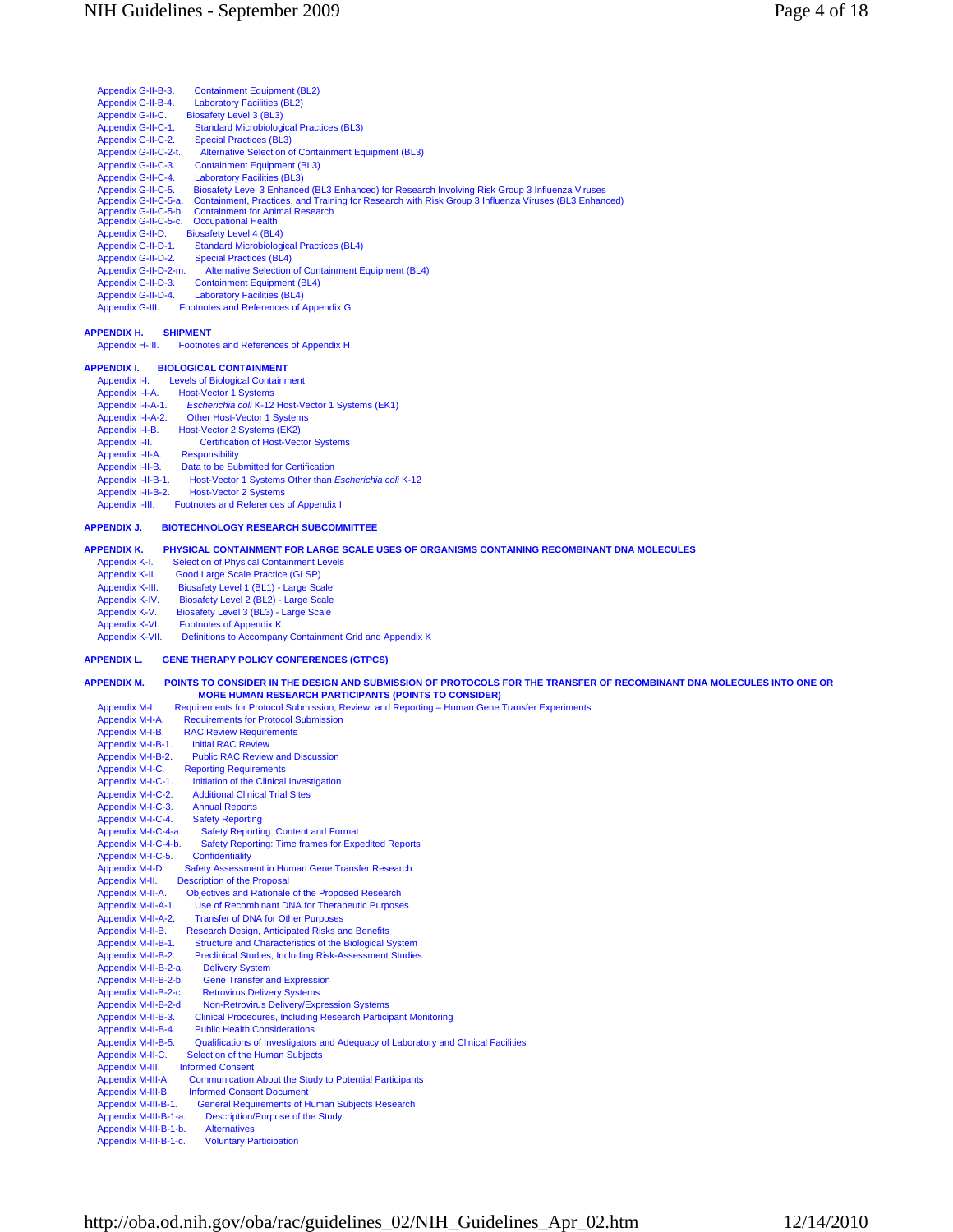Appendix G-II-B-3. Containment Equipment (BL2)
Appendix G-II-B-4. Laboratory Facilities (BL2)
Appendix G-II-C. Biosafety Level 3 (BL3)
Appendix G-II-C-1. Standard Microbiological Practices (BL3)
Appendix G-II-C-2. Special Practices (BL3)
Appendix G-II-C-2-t. Alternative Selection of Containment Equipment (BL3)
Appendix G-II-C-3. Containment Equipment (BL3)
Appendix G-II-C-4. Laboratory Facilities (BL3)
Appendix G-II-C-5. Biosafety Level 3 Enhanced (BL3 Enhanced) for Research Involving Risk Group 3 Influenza Viruses
Appendix G-II-C-5-a. Containment, Practices, and Training for Research with Risk Group 3 Influenza Viruses (BL3 Enhanced)
Appendix G-II-C-5-b. Containment for Animal Research
Appendix G-II-C-5-c. Occupational Health
Appendix G-II-D. Biosafety Level 4 (BL4)
Appendix G-II-D-1. Standard Microbiological Practices (BL4)
Appendix G-II-D-2. Special Practices (BL4)
Appendix G-II-D-2-m. Alternative Selection of Containment Equipment (BL4)
Appendix G-II-D-3. Containment Equipment (BL4)
Appendix G-II-D-4. Laboratory Facilities (BL4)
Appendix G-III. Footnotes and References of Appendix G

**APPENDIX H. SHIPMENT**

Appendix H-III. Footnotes and References of Appendix H

**APPENDIX I. BIOLOGICAL CONTAINMENT**

Appendix I-I. Levels of Biological Containment
Appendix I-I-A. Host-Vector 1 Systems
Appendix I-I-A-1. *Escherichia coli* K-12 Host-Vector 1 Systems (EK1)
Appendix I-I-A-2. Other Host-Vector 1 Systems
Appendix I-I-B. Host-Vector 2 Systems (EK2)
Appendix I-II. Certification of Host-Vector Systems
Appendix I-II-A. Responsibility
Appendix I-II-B. Data to be Submitted for Certification
Appendix I-II-B-1. Host-Vector 1 Systems Other than *Escherichia coli* K-12
Appendix I-II-B-2. Host-Vector 2 Systems
Appendix I-III. Footnotes and References of Appendix I

**APPENDIX J. BIOTECHNOLOGY RESEARCH SUBCOMMITTEE**

**APPENDIX K. PHYSICAL CONTAINMENT FOR LARGE SCALE USES OF ORGANISMS CONTAINING RECOMBINANT DNA MOLECULES**

Appendix K-I. Selection of Physical Containment Levels
Appendix K-II. Good Large Scale Practice (GLSP)
Appendix K-III. Biosafety Level 1 (BL1) - Large Scale
Appendix K-IV. Biosafety Level 2 (BL2) - Large Scale
Appendix K-V. Biosafety Level 3 (BL3) - Large Scale
Appendix K-VI. Footnotes of Appendix K
Appendix K-VII. Definitions to Accompany Containment Grid and Appendix K

**APPENDIX L. GENE THERAPY POLICY CONFERENCES (GTPCS)**

**APPENDIX M. POINTS TO CONSIDER IN THE DESIGN AND SUBMISSION OF PROTOCOLS FOR THE TRANSFER OF RECOMBINANT DNA MOLECULES INTO ONE OR MORE HUMAN RESEARCH PARTICIPANTS (POINTS TO CONSIDER)**

Appendix M-I. Requirements for Protocol Submission, Review, and Reporting – Human Gene Transfer Experiments
Appendix M-I-A. Requirements for Protocol Submission
Appendix M-I-B. RAC Review Requirements
Appendix M-I-B-1. Initial RAC Review
Appendix M-I-B-2. Public RAC Review and Discussion
Appendix M-I-C. Reporting Requirements
Appendix M-I-C-1. Initiation of the Clinical Investigation
Appendix M-I-C-2. Additional Clinical Trial Sites
Appendix M-I-C-3. Annual Reports
Appendix M-I-C-4. Safety Reporting
Appendix M-I-C-4-a. Safety Reporting: Content and Format
Appendix M-I-C-4-b. Safety Reporting: Time frames for Expedited Reports
Appendix M-I-C-5. Confidentiality
Appendix M-I-D. Safety Assessment in Human Gene Transfer Research
Appendix M-II. Description of the Proposal
Appendix M-II-A. Objectives and Rationale of the Proposed Research
Appendix M-II-A-1. Use of Recombinant DNA for Therapeutic Purposes
Appendix M-II-A-2. Transfer of DNA for Other Purposes
Appendix M-II-B. Research Design, Anticipated Risks and Benefits
Appendix M-II-B-1. Structure and Characteristics of the Biological System
Appendix M-II-B-2. Preclinical Studies, Including Risk-Assessment Studies
Appendix M-II-B-2-a. Delivery System
Appendix M-II-B-2-b. Gene Transfer and Expression
Appendix M-II-B-2-c. Retrovirus Delivery Systems
Appendix M-II-B-2-d. Non-Retrovirus Delivery/Expression Systems
Appendix M-II-B-3. Clinical Procedures, Including Research Participant Monitoring
Appendix M-II-B-4. Public Health Considerations
Appendix M-II-B-5. Qualifications of Investigators and Adequacy of Laboratory and Clinical Facilities
Appendix M-II-C. Selection of the Human Subjects
Appendix M-III. Informed Consent
Appendix M-III-A. Communication About the Study to Potential Participants
Appendix M-III-B. Informed Consent Document
Appendix M-III-B-1. General Requirements of Human Subjects Research
Appendix M-III-B-1-a. Description/Purpose of the Study
Appendix M-III-B-1-b. Alternatives
Appendix M-III-B-1-c. Voluntary Participation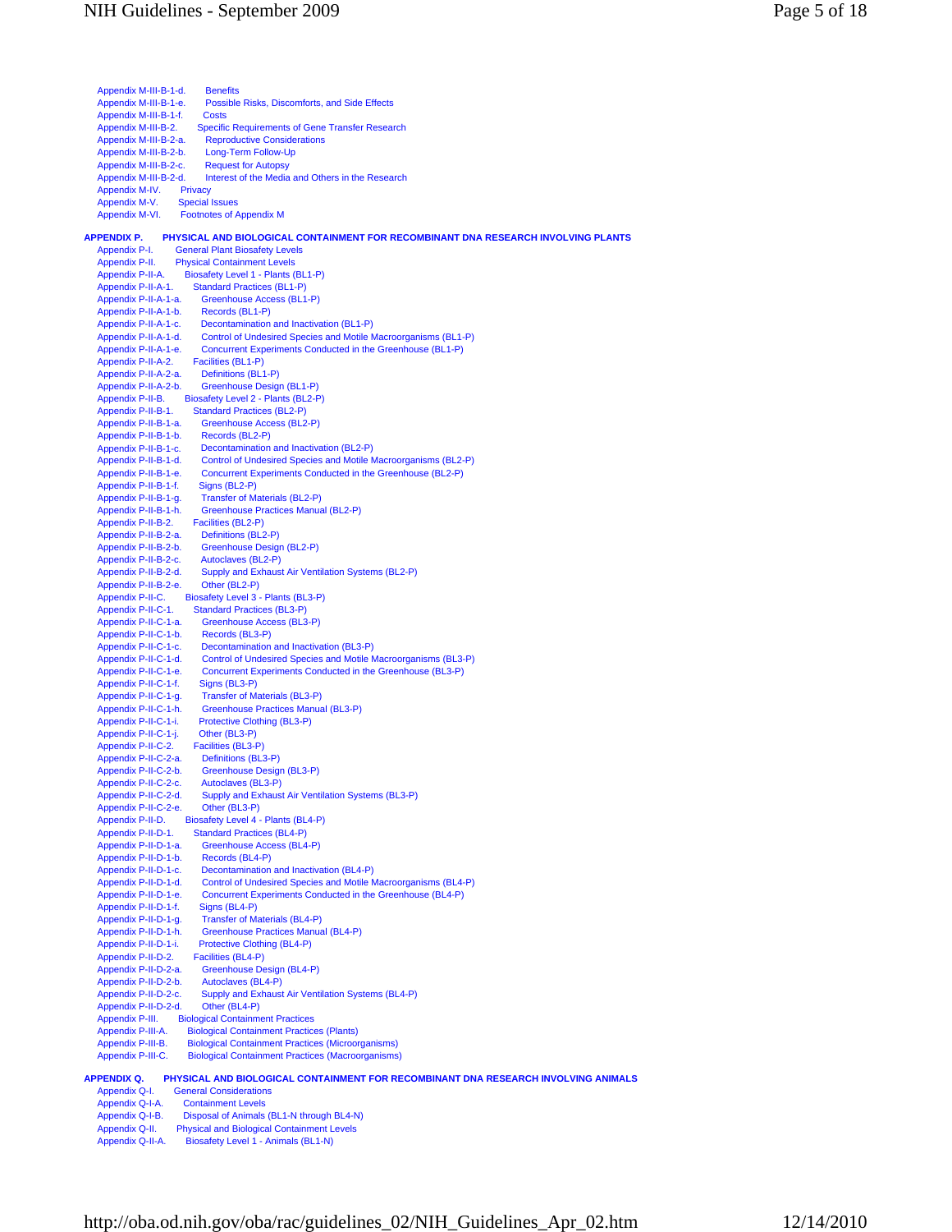Appendix M-III-B-1-d. Benefits
Appendix M-III-B-1-e. Possible Risks, Discomforts, and Side Effects
Appendix M-III-B-1-f. Costs
Appendix M-III-B-2. Specific Requirements of Gene Transfer Research
Appendix M-III-B-2-a. Reproductive Considerations
Appendix M-III-B-2-b. Long-Term Follow-Up
Appendix M-III-B-2-c. Request for Autopsy
Appendix M-III-B-2-d. Interest of the Media and Others in the Research
Appendix M-IV. Privacy
Appendix M-V. Special Issues
Appendix M-VI. Footnotes of Appendix M

**APPENDIX P. PHYSICAL AND BIOLOGICAL CONTAINMENT FOR RECOMBINANT DNA RESEARCH INVOLVING PLANTS**

Appendix P-I. General Plant Biosafety Levels
Appendix P-II. Physical Containment Levels
Appendix P-II-A. Biosafety Level 1 - Plants (BL1-P)
Appendix P-II-A-1. Standard Practices (BL1-P)
Appendix P-II-A-1-a. Greenhouse Access (BL1-P)
Appendix P-II-A-1-b. Records (BL1-P)
Appendix P-II-A-1-c. Decontamination and Inactivation (BL1-P)
Appendix P-II-A-1-d. Control of Undesired Species and Motile Macroorganisms (BL1-P)
Appendix P-II-A-1-e. Concurrent Experiments Conducted in the Greenhouse (BL1-P)
Appendix P-II-A-2. Facilities (BL1-P)
Appendix P-II-A-2-a. Definitions (BL1-P)
Appendix P-II-A-2-b. Greenhouse Design (BL1-P)
Appendix P-II-B. Biosafety Level 2 - Plants (BL2-P)
Appendix P-II-B-1. Standard Practices (BL2-P)
Appendix P-II-B-1-a. Greenhouse Access (BL2-P)
Appendix P-II-B-1-b. Records (BL2-P)
Appendix P-II-B-1-c. Decontamination and Inactivation (BL2-P)
Appendix P-II-B-1-d. Control of Undesired Species and Motile Macroorganisms (BL2-P)
Appendix P-II-B-1-e. Concurrent Experiments Conducted in the Greenhouse (BL2-P)
Appendix P-II-B-1-f. Signs (BL2-P)
Appendix P-II-B-1-g. Transfer of Materials (BL2-P)
Appendix P-II-B-1-h. Greenhouse Practices Manual (BL2-P)
Appendix P-II-B-2. Facilities (BL2-P)
Appendix P-II-B-2-a. Definitions (BL2-P)
Appendix P-II-B-2-b. Greenhouse Design (BL2-P)
Appendix P-II-B-2-c. Autoclaves (BL2-P)
Appendix P-II-B-2-d. Supply and Exhaust Air Ventilation Systems (BL2-P)
Appendix P-II-B-2-e. Other (BL2-P)
Appendix P-II-C. Biosafety Level 3 - Plants (BL3-P)
Appendix P-II-C-1. Standard Practices (BL3-P)
Appendix P-II-C-1-a. Greenhouse Access (BL3-P)
Appendix P-II-C-1-b. Records (BL3-P)
Appendix P-II-C-1-c. Decontamination and Inactivation (BL3-P)
Appendix P-II-C-1-d. Control of Undesired Species and Motile Macroorganisms (BL3-P)
Appendix P-II-C-1-e. Concurrent Experiments Conducted in the Greenhouse (BL3-P)
Appendix P-II-C-1-f. Signs (BL3-P)
Appendix P-II-C-1-g. Transfer of Materials (BL3-P)
Appendix P-II-C-1-h. Greenhouse Practices Manual (BL3-P)
Appendix P-II-C-1-i. Protective Clothing (BL3-P)
Appendix P-II-C-1-j. Other (BL3-P)
Appendix P-II-C-2. Facilities (BL3-P)
Appendix P-II-C-2-a. Definitions (BL3-P)
Appendix P-II-C-2-b. Greenhouse Design (BL3-P)
Appendix P-II-C-2-c. Autoclaves (BL3-P)
Appendix P-II-C-2-d. Supply and Exhaust Air Ventilation Systems (BL3-P)
Appendix P-II-C-2-e. Other (BL3-P)
Appendix P-II-D. Biosafety Level 4 - Plants (BL4-P)
Appendix P-II-D-1. Standard Practices (BL4-P)
Appendix P-II-D-1-a. Greenhouse Access (BL4-P)
Appendix P-II-D-1-b. Records (BL4-P)
Appendix P-II-D-1-c. Decontamination and Inactivation (BL4-P)
Appendix P-II-D-1-d. Control of Undesired Species and Motile Macroorganisms (BL4-P)
Appendix P-II-D-1-e. Concurrent Experiments Conducted in the Greenhouse (BL4-P)
Appendix P-II-D-1-f. Signs (BL4-P)
Appendix P-II-D-1-g. Transfer of Materials (BL4-P)
Appendix P-II-D-1-h. Greenhouse Practices Manual (BL4-P)
Appendix P-II-D-1-i. Protective Clothing (BL4-P)
Appendix P-II-D-2. Facilities (BL4-P)
Appendix P-II-D-2-a. Greenhouse Design (BL4-P)
Appendix P-II-D-2-b. Autoclaves (BL4-P)
Appendix P-II-D-2-c. Supply and Exhaust Air Ventilation Systems (BL4-P)
Appendix P-II-D-2-d. Other (BL4-P)
Appendix P-III. Biological Containment Practices
Appendix P-III-A. Biological Containment Practices (Plants)
Appendix P-III-B. Biological Containment Practices (Microorganisms)
Appendix P-III-C. Biological Containment Practices (Macroorganisms)

**APPENDIX Q. PHYSICAL AND BIOLOGICAL CONTAINMENT FOR RECOMBINANT DNA RESEARCH INVOLVING ANIMALS**

Appendix Q-I. General Considerations
Appendix Q-I-A. Containment Levels
Appendix Q-I-B. Disposal of Animals (BL1-N through BL4-N)
Appendix Q-II. Physical and Biological Containment Levels
Appendix Q-II-A. Biosafety Level 1 - Animals (BL1-N)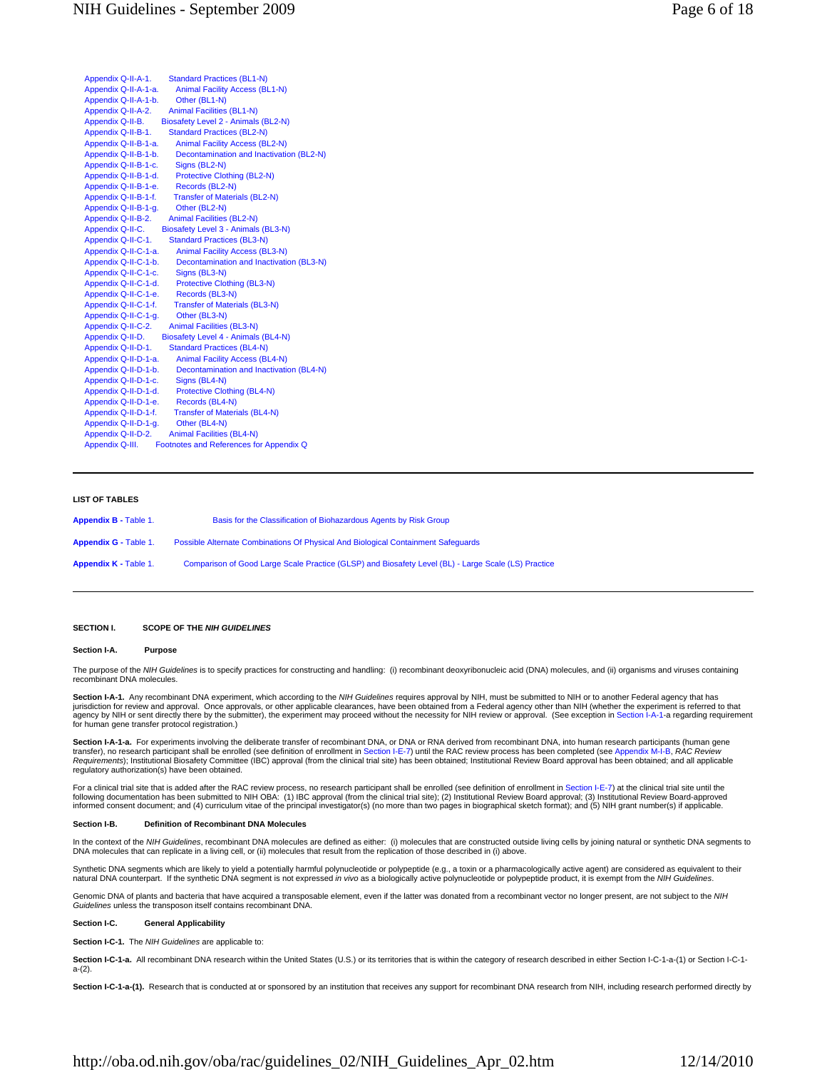Appendix Q-II-A-1. Standard Practices (BL1-N)
Appendix Q-II-A-1-a. Animal Facility Access (BL1-N)
Appendix Q-II-A-1-b. Other (BL1-N)
Appendix Q-II-A-2. Animal Facilities (BL1-N)
Appendix Q-II-B. Biosafety Level 2 - Animals (BL2-N)
Appendix Q-II-B-1. Standard Practices (BL2-N)
Appendix Q-II-B-1-a. Animal Facility Access (BL2-N)
Appendix Q-II-B-1-b. Decontamination and Inactivation (BL2-N)
Appendix Q-II-B-1-c. Signs (BL2-N)
Appendix Q-II-B-1-d. Protective Clothing (BL2-N)
Appendix Q-II-B-1-e. Records (BL2-N)
Appendix Q-II-B-1-f. Transfer of Materials (BL2-N)
Appendix Q-II-B-1-g. Other (BL2-N)
Appendix Q-II-B-2. Animal Facilities (BL2-N)
Appendix Q-II-C. Biosafety Level 3 - Animals (BL3-N)
Appendix Q-II-C-1. Standard Practices (BL3-N)
Appendix Q-II-C-1-a. Animal Facility Access (BL3-N)
Appendix Q-II-C-1-b. Decontamination and Inactivation (BL3-N)
Appendix Q-II-C-1-c. Signs (BL3-N)
Appendix Q-II-C-1-d. Protective Clothing (BL3-N)
Appendix Q-II-C-1-e. Records (BL3-N)
Appendix Q-II-C-1-f. Transfer of Materials (BL3-N)
Appendix Q-II-C-1-g. Other (BL3-N)
Appendix Q-II-C-2. Animal Facilities (BL3-N)
Appendix Q-II-D. Biosafety Level 4 - Animals (BL4-N)
Appendix Q-II-D-1. Standard Practices (BL4-N)
Appendix Q-II-D-1-a. Animal Facility Access (BL4-N)
Appendix Q-II-D-1-b. Decontamination and Inactivation (BL4-N)
Appendix Q-II-D-1-c. Signs (BL4-N)
Appendix Q-II-D-1-d. Protective Clothing (BL4-N)
Appendix Q-II-D-1-e. Records (BL4-N)
Appendix Q-II-D-1-f. Transfer of Materials (BL4-N)
Appendix Q-II-D-1-g. Other (BL4-N)
Appendix Q-II-D-2. Animal Facilities (BL4-N)
Appendix Q-III. Footnotes and References for Appendix Q

---

**LIST OF TABLES**

**Appendix B -** Table 1. Basis for the Classification of Biohazardous Agents by Risk Group

**Appendix G -** Table 1. Possible Alternate Combinations Of Physical And Biological Containment Safeguards

**Appendix K -** Table 1. Comparison of Good Large Scale Practice (GLSP) and Biosafety Level (BL) - Large Scale (LS) Practice

---

## SECTION I. SCOPE OF THE *NIH GUIDELINES*

### Section I-A. Purpose

The purpose of the *NIH Guidelines* is to specify practices for constructing and handling: (i) recombinant deoxyribonucleic acid (DNA) molecules, and (ii) organisms and viruses containing recombinant DNA molecules.

**Section I-A-1.** Any recombinant DNA experiment, which according to the *NIH Guidelines* requires approval by NIH, must be submitted to NIH or to another Federal agency that has jurisdiction for review and approval. Once approvals, or other applicable clearances, have been obtained from a Federal agency other than NIH (whether the experiment is referred to that agency by NIH or sent directly there by the submitter), the experiment may proceed without the necessity for NIH review or approval. (See exception in Section I-A-1-a regarding requirement for human gene transfer protocol registration.)

**Section I-A-1-a.** For experiments involving the deliberate transfer of recombinant DNA, or DNA or RNA derived from recombinant DNA, into human research participants (human gene transfer), no research participant shall be enrolled (see definition of enrollment in Section I-E-7) until the RAC review process has been completed (see Appendix M-I-B, *RAC Review Requirements*); Institutional Biosafety Committee (IBC) approval (from the clinical trial site) has been obtained; Institutional Review Board approval has been obtained; and all applicable regulatory authorization(s) have been obtained.

For a clinical trial site that is added after the RAC review process, no research participant shall be enrolled (see definition of enrollment in Section I-E-7) at the clinical trial site until the following documentation has been submitted to NIH OBA: (1) IBC approval (from the clinical trial site); (2) Institutional Review Board approval; (3) Institutional Review Board-approved informed consent document; and (4) curriculum vitae of the principal investigator(s) (no more than two pages in biographical sketch format); and (5) NIH grant number(s) if applicable.

### Section I-B. Definition of Recombinant DNA Molecules

In the context of the *NIH Guidelines*, recombinant DNA molecules are defined as either: (i) molecules that are constructed outside living cells by joining natural or synthetic DNA segments to DNA molecules that can replicate in a living cell, or (ii) molecules that result from the replication of those described in (i) above.

Synthetic DNA segments which are likely to yield a potentially harmful polynucleotide or polypeptide (e.g., a toxin or a pharmacologically active agent) are considered as equivalent to their natural DNA counterpart. If the synthetic DNA segment is not expressed *in vivo* as a biologically active polynucleotide or polypeptide product, it is exempt from the *NIH Guidelines*.

Genomic DNA of plants and bacteria that have acquired a transposable element, even if the latter was donated from a recombinant vector no longer present, are not subject to the *NIH Guidelines* unless the transposon itself contains recombinant DNA.

### Section I-C. General Applicability

**Section I-C-1.** The *NIH Guidelines* are applicable to:

**Section I-C-1-a.** All recombinant DNA research within the United States (U.S.) or its territories that is within the category of research described in either Section I-C-1-a-(1) or Section I-C-1-a-(2).

**Section I-C-1-a-(1).** Research that is conducted at or sponsored by an institution that receives any support for recombinant DNA research from NIH, including research performed directly by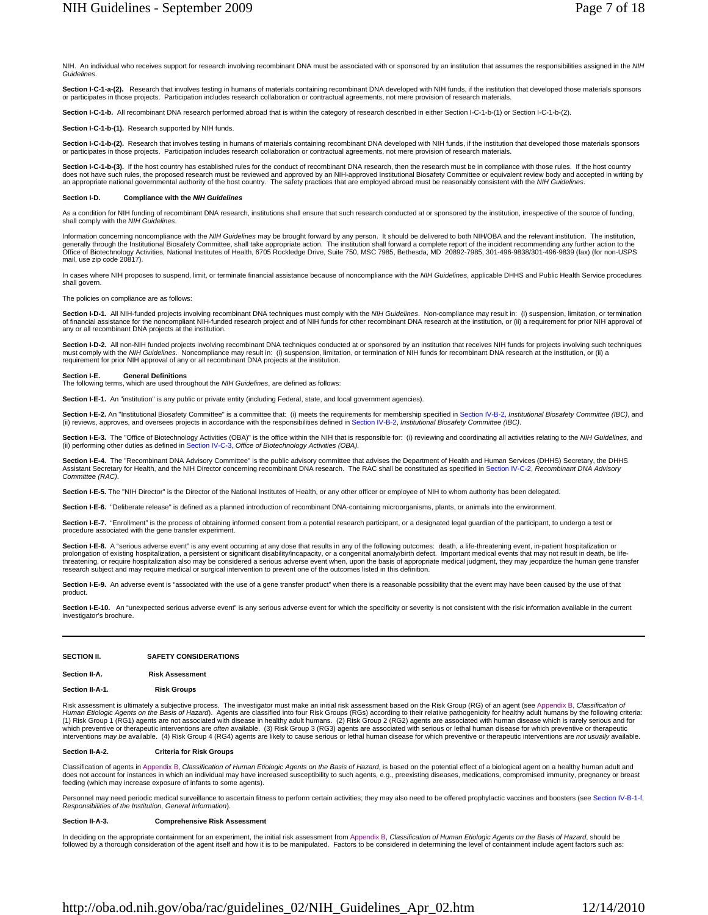NIH. An individual who receives support for research involving recombinant DNA must be associated with or sponsored by an institution that assumes the responsibilities assigned in the *NIH Guidelines*.

**Section I-C-1-a-(2).** Research that involves testing in humans of materials containing recombinant DNA developed with NIH funds, if the institution that developed those materials sponsors or participates in those projects. Participation includes research collaboration or contractual agreements, not mere provision of research materials.

**Section I-C-1-b.** All recombinant DNA research performed abroad that is within the category of research described in either Section I-C-1-b-(1) or Section I-C-1-b-(2).

**Section I-C-1-b-(1).** Research supported by NIH funds.

**Section I-C-1-b-(2).** Research that involves testing in humans of materials containing recombinant DNA developed with NIH funds, if the institution that developed those materials sponsors or participates in those projects. Participation includes research collaboration or contractual agreements, not mere provision of research materials.

**Section I-C-1-b-(3).** If the host country has established rules for the conduct of recombinant DNA research, then the research must be in compliance with those rules. If the host country does not have such rules, the proposed research must be reviewed and approved by an NIH-approved Institutional Biosafety Committee or equivalent review body and accepted in writing by an appropriate national governmental authority of the host country. The safety practices that are employed abroad must be reasonably consistent with the *NIH Guidelines*.

### Section I-D. Compliance with the *NIH Guidelines*

As a condition for NIH funding of recombinant DNA research, institutions shall ensure that such research conducted at or sponsored by the institution, irrespective of the source of funding, shall comply with the *NIH Guidelines*.

Information concerning noncompliance with the *NIH Guidelines* may be brought forward by any person. It should be delivered to both NIH/OBA and the relevant institution. The institution, generally through the Institutional Biosafety Committee, shall take appropriate action. The institution shall forward a complete report of the incident recommending any further action to the Office of Biotechnology Activities, National Institutes of Health, 6705 Rockledge Drive, Suite 750, MSC 7985, Bethesda, MD 20892-7985, 301-496-9838/301-496-9839 (fax) (for non-USPS mail, use zip code 20817).

In cases where NIH proposes to suspend, limit, or terminate financial assistance because of noncompliance with the *NIH Guidelines*, applicable DHHS and Public Health Service procedures shall govern.

The policies on compliance are as follows:

**Section I-D-1.** All NIH-funded projects involving recombinant DNA techniques must comply with the *NIH Guidelines*. Non-compliance may result in: (i) suspension, limitation, or termination of financial assistance for the noncompliant NIH-funded research project and of NIH funds for other recombinant DNA research at the institution, or (ii) a requirement for prior NIH approval of any or all recombinant DNA projects at the institution.

**Section I-D-2.** All non-NIH funded projects involving recombinant DNA techniques conducted at or sponsored by an institution that receives NIH funds for projects involving such techniques must comply with the *NIH Guidelines*. Noncompliance may result in: (i) suspension, limitation, or termination of NIH funds for recombinant DNA research at the institution, or (ii) a requirement for prior NIH approval of any or all recombinant DNA projects at the institution.

### Section I-E. General Definitions

The following terms, which are used throughout the *NIH Guidelines*, are defined as follows:

**Section I-E-1.** An "institution" is any public or private entity (including Federal, state, and local government agencies).

**Section I-E-2.** An "Institutional Biosafety Committee" is a committee that: (i) meets the requirements for membership specified in Section IV-B-2, *Institutional Biosafety Committee (IBC)*, and (ii) reviews, approves, and oversees projects in accordance with the responsibilities defined in Section IV-B-2, *Institutional Biosafety Committee (IBC)*.

**Section I-E-3.** The "Office of Biotechnology Activities (OBA)" is the office within the NIH that is responsible for: (i) reviewing and coordinating all activities relating to the *NIH Guidelines*, and (ii) performing other duties as defined in Section IV-C-3, *Office of Biotechnology Activities (OBA)*.

**Section I-E-4.** The "Recombinant DNA Advisory Committee" is the public advisory committee that advises the Department of Health and Human Services (DHHS) Secretary, the DHHS Assistant Secretary for Health, and the NIH Director concerning recombinant DNA research. The RAC shall be constituted as specified in Section IV-C-2, *Recombinant DNA Advisory Committee (RAC)*.

**Section I-E-5.** The "NIH Director" is the Director of the National Institutes of Health, or any other officer or employee of NIH to whom authority has been delegated.

**Section I-E-6.** "Deliberate release" is defined as a planned introduction of recombinant DNA-containing microorganisms, plants, or animals into the environment.

**Section I-E-7.** "Enrollment" is the process of obtaining informed consent from a potential research participant, or a designated legal guardian of the participant, to undergo a test or procedure associated with the gene transfer experiment.

**Section I-E-8.** A "serious adverse event" is any event occurring at any dose that results in any of the following outcomes: death, a life-threatening event, in-patient hospitalization or prolongation of existing hospitalization, a persistent or significant disability/incapacity, or a congenital anomaly/birth defect. Important medical events that may not result in death, be life-threatening, or require hospitalization also may be considered a serious adverse event when, upon the basis of appropriate medical judgment, they may jeopardize the human gene transfer research subject and may require medical or surgical intervention to prevent one of the outcomes listed in this definition.

**Section I-E-9.** An adverse event is "associated with the use of a gene transfer product" when there is a reasonable possibility that the event may have been caused by the use of that product.

**Section I-E-10.** An "unexpected serious adverse event" is any serious adverse event for which the specificity or severity is not consistent with the risk information available in the current investigator's brochure.

---

## SECTION II. SAFETY CONSIDERATIONS

### Section II-A. Risk Assessment

#### Section II-A-1. Risk Groups

Risk assessment is ultimately a subjective process. The investigator must make an initial risk assessment based on the Risk Group (RG) of an agent (see Appendix B, *Classification of Human Etiologic Agents on the Basis of Hazard*). Agents are classified into four Risk Groups (RGs) according to their relative pathogenicity for healthy adult humans by the following criteria: (1) Risk Group 1 (RG1) agents are not associated with disease in healthy adult humans. (2) Risk Group 2 (RG2) agents are associated with human disease which is rarely serious and for which preventive or therapeutic interventions are *often* available. (3) Risk Group 3 (RG3) agents are associated with serious or lethal human disease for which preventive or therapeutic interventions *may be* available. (4) Risk Group 4 (RG4) agents are likely to cause serious or lethal human disease for which preventive or therapeutic interventions are *not usually* available.

#### Section II-A-2. Criteria for Risk Groups

Classification of agents in Appendix B, *Classification of Human Etiologic Agents on the Basis of Hazard*, is based on the potential effect of a biological agent on a healthy human adult and does not account for instances in which an individual may have increased susceptibility to such agents, e.g., preexisting diseases, medications, compromised immunity, pregnancy or breast feeding (which may increase exposure of infants to some agents).

Personnel may need periodic medical surveillance to ascertain fitness to perform certain activities; they may also need to be offered prophylactic vaccines and boosters (see Section IV-B-1-f, *Responsibilities of the Institution, General Information*).

#### Section II-A-3. Comprehensive Risk Assessment

In deciding on the appropriate containment for an experiment, the initial risk assessment from Appendix B, *Classification of Human Etiologic Agents on the Basis of Hazard*, should be followed by a thorough consideration of the agent itself and how it is to be manipulated. Factors to be considered in determining the level of containment include agent factors such as: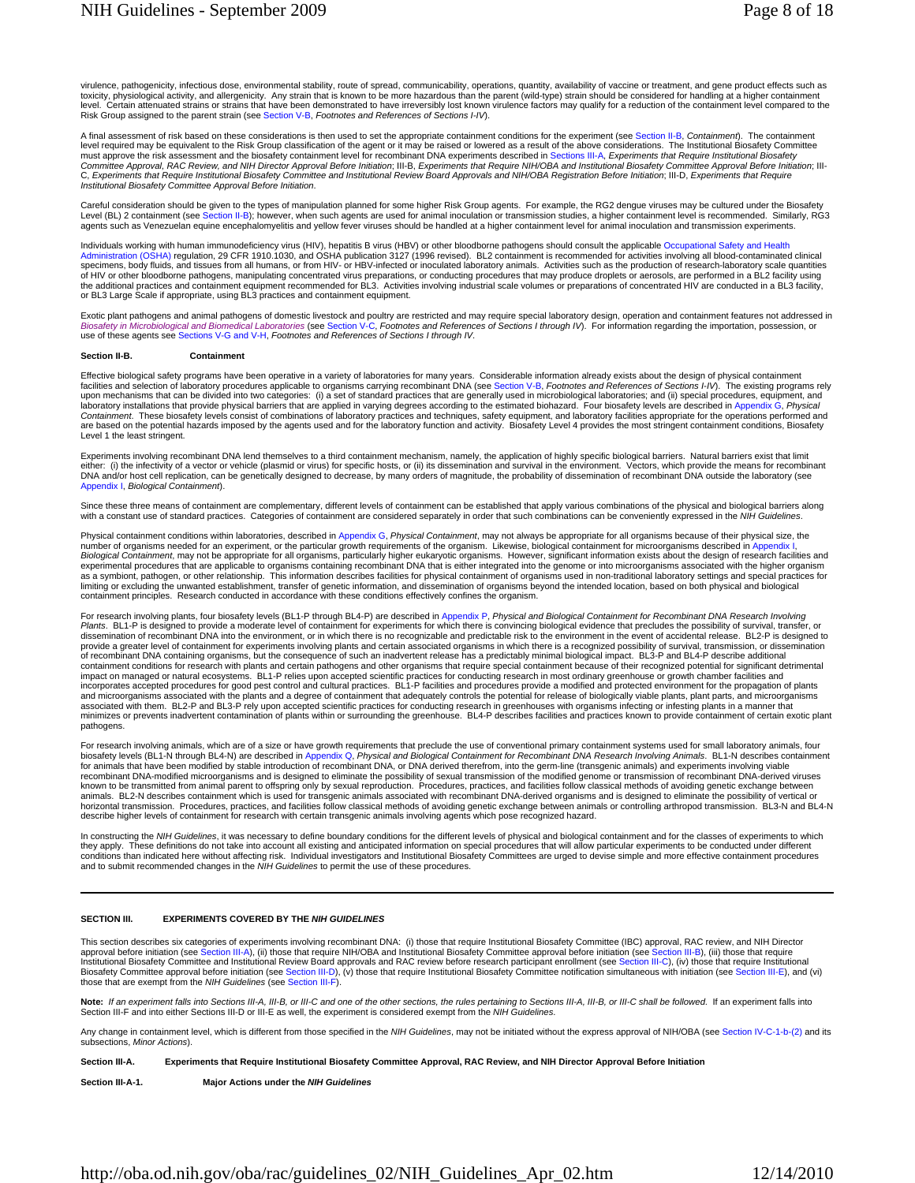virulence, pathogenicity, infectious dose, environmental stability, route of spread, communicability, operations, quantity, availability of vaccine or treatment, and gene product effects such as toxicity, physiological activity, and allergenicity. Any strain that is known to be more hazardous than the parent (wild-type) strain should be considered for handling at a higher containment level. Certain attenuated strains or strains that have been demonstrated to have irreversibly lost known virulence factors may qualify for a reduction of the containment level compared to the Risk Group assigned to the parent strain (see Section V-B, *Footnotes and References of Sections I-IV*).

A final assessment of risk based on these considerations is then used to set the appropriate containment conditions for the experiment (see Section II-B, *Containment*). The containment level required may be equivalent to the Risk Group classification of the agent or it may be raised or lowered as a result of the above considerations. The Institutional Biosafety Committee must approve the risk assessment and the biosafety containment level for recombinant DNA experiments described in Sections III-A, *Experiments that Require Institutional Biosafety Committee Approval, RAC Review, and NIH Director Approval Before Initiation*; III-B, *Experiments that Require NIH/OBA and Institutional Biosafety Committee Approval Before Initiation*; III-C, *Experiments that Require Institutional Biosafety Committee and Institutional Review Board Approvals and NIH/OBA Registration Before Initiation*; III-D, *Experiments that Require Institutional Biosafety Committee Approval Before Initiation*.

Careful consideration should be given to the types of manipulation planned for some higher Risk Group agents. For example, the RG2 dengue viruses may be cultured under the Biosafety Level (BL) 2 containment (see Section II-B); however, when such agents are used for animal inoculation or transmission studies, a higher containment level is recommended. Similarly, RG3 agents such as Venezuelan equine encephalomyelitis and yellow fever viruses should be handled at a higher containment level for animal inoculation and transmission experiments.

Individuals working with human immunodeficiency virus (HIV), hepatitis B virus (HBV) or other bloodborne pathogens should consult the applicable Occupational Safety and Health Administration (OSHA) regulation, 29 CFR 1910.1030, and OSHA publication 3127 (1996 revised). BL2 containment is recommended for activities involving all blood-contaminated clinical specimens, body fluids, and tissues from all humans, or from HIV- or HBV-infected or inoculated laboratory animals. Activities such as the production of research-laboratory scale quantities of HIV or other bloodborne pathogens, manipulating concentrated virus preparations, or conducting procedures that may produce droplets or aerosols, are performed in a BL2 facility using the additional practices and containment equipment recommended for BL3. Activities involving industrial scale volumes or preparations of concentrated HIV are conducted in a BL3 facility, or BL3 Large Scale if appropriate, using BL3 practices and containment equipment.

Exotic plant pathogens and animal pathogens of domestic livestock and poultry are restricted and may require special laboratory design, operation and containment features not addressed in *Biosafety in Microbiological and Biomedical Laboratories* (see Section V-C, *Footnotes and References of Sections I through IV*). For information regarding the importation, possession, or use of these agents see Sections V-G and V-H, *Footnotes and References of Sections I through IV*.

### Section II-B. Containment

Effective biological safety programs have been operative in a variety of laboratories for many years. Considerable information already exists about the design of physical containment facilities and selection of laboratory procedures applicable to organisms carrying recombinant DNA (see Section V-B, *Footnotes and References of Sections I-IV*). The existing programs rely upon mechanisms that can be divided into two categories: (i) a set of standard practices that are generally used in microbiological laboratories; and (ii) special procedures, equipment, and laboratory installations that provide physical barriers that are applied in varying degrees according to the estimated biohazard. Four biosafety levels are described in Appendix G, *Physical Containment*. These biosafety levels consist of combinations of laboratory practices and techniques, safety equipment, and laboratory facilities appropriate for the operations performed and are based on the potential hazards imposed by the agents used and for the laboratory function and activity. Biosafety Level 4 provides the most stringent containment conditions, Biosafety Level 1 the least stringent.

Experiments involving recombinant DNA lend themselves to a third containment mechanism, namely, the application of highly specific biological barriers. Natural barriers exist that limit either: (i) the infectivity of a vector or vehicle (plasmid or virus) for specific hosts, or (ii) its dissemination and survival in the environment. Vectors, which provide the means for recombinant DNA and/or host cell replication, can be genetically designed to decrease, by many orders of magnitude, the probability of dissemination of recombinant DNA outside the laboratory (see Appendix I, *Biological Containment*).

Since these three means of containment are complementary, different levels of containment can be established that apply various combinations of the physical and biological barriers along with a constant use of standard practices. Categories of containment are considered separately in order that such combinations can be conveniently expressed in the *NIH Guidelines*.

Physical containment conditions within laboratories, described in Appendix G, *Physical Containment*, may not always be appropriate for all organisms because of their physical size, the number of organisms needed for an experiment, or the particular growth requirements of the organism. Likewise, biological containment for microorganisms described in Appendix I, *Biological Containment*, may not be appropriate for all organisms, particularly higher eukaryotic organisms. However, significant information exists about the design of research facilities and experimental procedures that are applicable to organisms containing recombinant DNA that is either integrated into the genome or into microorganisms associated with the higher organism as a symbiont, pathogen, or other relationship. This information describes facilities for physical containment of organisms used in non-traditional laboratory settings and special practices for limiting or excluding the unwanted establishment, transfer of genetic information, and dissemination of organisms beyond the intended location, based on both physical and biological containment principles. Research conducted in accordance with these conditions effectively confines the organism.

For research involving plants, four biosafety levels (BL1-P through BL4-P) are described in Appendix P, *Physical and Biological Containment for Recombinant DNA Research Involving Plants*. BL1-P is designed to provide a moderate level of containment for experiments for which there is convincing biological evidence that precludes the possibility of survival, transfer, or dissemination of recombinant DNA into the environment, or in which there is no recognizable and predictable risk to the environment in the event of accidental release. BL2-P is designed to provide a greater level of containment for experiments involving plants and certain associated organisms in which there is a recognized possibility of survival, transmission, or dissemination of recombinant DNA containing organisms, but the consequence of such an inadvertent release has a predictably minimal biological impact. BL3-P and BL4-P describe additional containment conditions for research with plants and certain pathogens and other organisms that require special containment because of their recognized potential for significant detrimental impact on managed or natural ecosystems. BL1-P relies upon accepted scientific practices for conducting research in most ordinary greenhouse or growth chamber facilities and incorporates accepted procedures for good pest control and cultural practices. BL1-P facilities and procedures provide a modified and protected environment for the propagation of plants and microorganisms associated with the plants and a degree of containment that adequately controls the potential for release of biologically viable plants, plant parts, and microorganisms associated with them. BL2-P and BL3-P rely upon accepted scientific practices for conducting research in greenhouses with organisms infecting or infesting plants in a manner that minimizes or prevents inadvertent contamination of plants within or surrounding the greenhouse. BL4-P describes facilities and practices known to provide containment of certain exotic plant pathogens.

For research involving animals, which are of a size or have growth requirements that preclude the use of conventional primary containment systems used for small laboratory animals, four biosafety levels (BL1-N through BL4-N) are described in Appendix Q, *Physical and Biological Containment for Recombinant DNA Research Involving Animals*. BL1-N describes containment for animals that have been modified by stable introduction of recombinant DNA, or DNA derived therefrom, into the germ-line (transgenic animals) and experiments involving viable recombinant DNA-modified microorganisms and is designed to eliminate the possibility of sexual transmission of the modified genome or transmission of recombinant DNA-derived viruses known to be transmitted from animal parent to offspring only by sexual reproduction. Procedures, practices, and facilities follow classical methods of avoiding genetic exchange between animals. BL2-N describes containment which is used for transgenic animals associated with recombinant DNA-derived organisms and is designed to eliminate the possibility of vertical or horizontal transmission. Procedures, practices, and facilities follow classical methods of avoiding genetic exchange between animals or controlling arthropod transmission. BL3-N and BL4-N describe higher levels of containment for research with certain transgenic animals involving agents which pose recognized hazard.

In constructing the *NIH Guidelines*, it was necessary to define boundary conditions for the different levels of physical and biological containment and for the classes of experiments to which they apply. These definitions do not take into account all existing and anticipated information on special procedures that will allow particular experiments to be conducted under different conditions than indicated here without affecting risk. Individual investigators and Institutional Biosafety Committees are urged to devise simple and more effective containment procedures and to submit recommended changes in the *NIH Guidelines* to permit the use of these procedures.

---

## SECTION III. EXPERIMENTS COVERED BY THE *NIH GUIDELINES*

This section describes six categories of experiments involving recombinant DNA: (i) those that require Institutional Biosafety Committee (IBC) approval, RAC review, and NIH Director approval before initiation (see Section III-A), (ii) those that require NIH/OBA and Institutional Biosafety Committee approval before initiation (see Section III-B), (iii) those that require Institutional Biosafety Committee and Institutional Review Board approvals and RAC review before research participant enrollment (see Section III-C), (iv) those that require Institutional Biosafety Committee approval before initiation (see Section III-D), (v) those that require Institutional Biosafety Committee notification simultaneous with initiation (see Section III-E), and (vi) those that are exempt from the *NIH Guidelines* (see Section III-F).

**Note:** *If an experiment falls into Sections III-A, III-B, or III-C and one of the other sections, the rules pertaining to Sections III-A, III-B, or III-C shall be followed.* If an experiment falls into Section III-F and into either Sections III-D or III-E as well, the experiment is considered exempt from the *NIH Guidelines*.

Any change in containment level, which is different from those specified in the *NIH Guidelines*, may not be initiated without the express approval of NIH/OBA (see Section IV-C-1-b-(2) and its subsections, *Minor Actions*).

### Section III-A. Experiments that Require Institutional Biosafety Committee Approval, RAC Review, and NIH Director Approval Before Initiation

#### Section III-A-1. Major Actions under the *NIH Guidelines*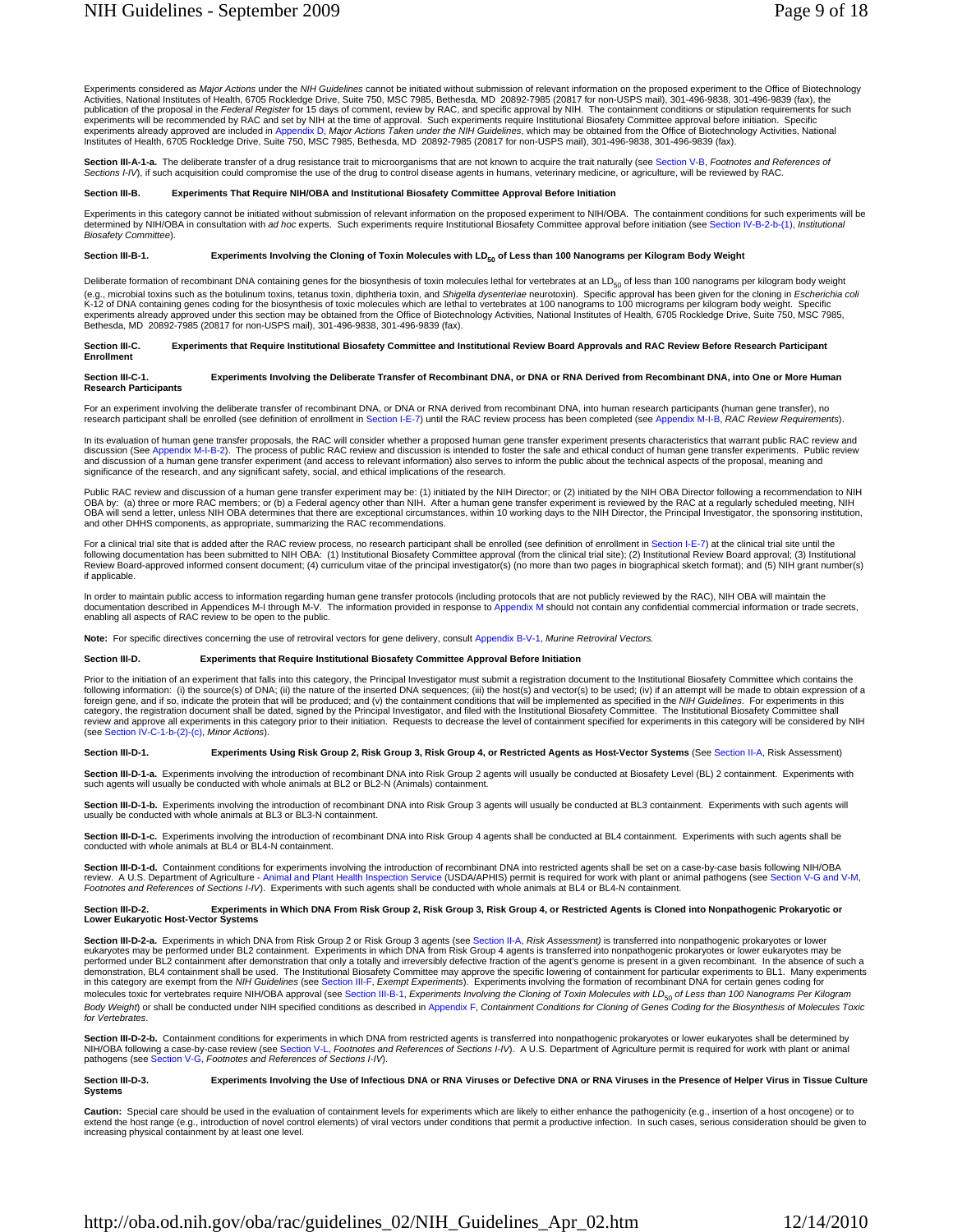Experiments considered as *Major Actions* under the *NIH Guidelines* cannot be initiated without submission of relevant information on the proposed experiment to the Office of Biotechnology Activities, National Institutes of Health, 6705 Rockledge Drive, Suite 750, MSC 7985, Bethesda, MD 20892-7985 (20817 for non-USPS mail), 301-496-9838, 301-496-9839 (fax), the publication of the proposal in the *Federal Register* for 15 days of comment, review by RAC, and specific approval by NIH. The containment conditions or stipulation requirements for such experiments will be recommended by RAC and set by NIH at the time of approval. Such experiments require Institutional Biosafety Committee approval before initiation. Specific experiments already approved are included in Appendix D, *Major Actions Taken under the NIH Guidelines*, which may be obtained from the Office of Biotechnology Activities, National Institutes of Health, 6705 Rockledge Drive, Suite 750, MSC 7985, Bethesda, MD 20892-7985 (20817 for non-USPS mail), 301-496-9838, 301-496-9839 (fax).

**Section III-A-1-a.** The deliberate transfer of a drug resistance trait to microorganisms that are not known to acquire the trait naturally (see Section V-B, *Footnotes and References of Sections I-IV*), if such acquisition could compromise the use of the drug to control disease agents in humans, veterinary medicine, or agriculture, will be reviewed by RAC.

### Section III-B. Experiments That Require NIH/OBA and Institutional Biosafety Committee Approval Before Initiation

Experiments in this category cannot be initiated without submission of relevant information on the proposed experiment to NIH/OBA. The containment conditions for such experiments will be determined by NIH/OBA in consultation with *ad hoc* experts. Such experiments require Institutional Biosafety Committee approval before initiation (see Section IV-B-2-b-(1), *Institutional Biosafety Committee*).

### Section III-B-1. Experiments Involving the Cloning of Toxin Molecules with $LD_{50}$ of Less than 100 Nanograms per Kilogram Body Weight

Deliberate formation of recombinant DNA containing genes for the biosynthesis of toxin molecules lethal for vertebrates at an $LD_{50}$ of less than 100 nanograms per kilogram body weight (e.g., microbial toxins such as the botulinum toxins, tetanus toxin, diphtheria toxin, and *Shigella dysenteriae* neurotoxin). Specific approval has been given for the cloning in *Escherichia coli* K-12 of DNA containing genes coding for the biosynthesis of toxic molecules which are lethal to vertebrates at 100 nanograms to 100 micrograms per kilogram body weight. Specific experiments already approved under this section may be obtained from the Office of Biotechnology Activities, National Institutes of Health, 6705 Rockledge Drive, Suite 750, MSC 7985, Bethesda, MD 20892-7985 (20817 for non-USPS mail), 301-496-9838, 301-496-9839 (fax).

### Section III-C. Experiments that Require Institutional Biosafety Committee and Institutional Review Board Approvals and RAC Review Before Research Participant Enrollment

### Section III-C-1. Experiments Involving the Deliberate Transfer of Recombinant DNA, or DNA or RNA Derived from Recombinant DNA, into One or More Human Research Participants

For an experiment involving the deliberate transfer of recombinant DNA, or DNA or RNA derived from recombinant DNA, into human research participants (human gene transfer), no research participant shall be enrolled (see definition of enrollment in Section I-E-7) until the RAC review process has been completed (see Appendix M-I-B, *RAC Review Requirements*).

In its evaluation of human gene transfer proposals, the RAC will consider whether a proposed human gene transfer experiment presents characteristics that warrant public RAC review and discussion (See Appendix M-I-B-2). The process of public RAC review and discussion is intended to foster the safe and ethical conduct of human gene transfer experiments. Public review and discussion of a human gene transfer experiment (and access to relevant information) also serves to inform the public about the technical aspects of the proposal, meaning and significance of the research, and any significant safety, social, and ethical implications of the research.

Public RAC review and discussion of a human gene transfer experiment may be: (1) initiated by the NIH Director; or (2) initiated by the NIH OBA Director following a recommendation to NIH OBA by: (a) three or more RAC members; or (b) a Federal agency other than NIH. After a human gene transfer experiment is reviewed by the RAC at a regularly scheduled meeting, NIH OBA will send a letter, unless NIH OBA determines that there are exceptional circumstances, within 10 working days to the NIH Director, the Principal Investigator, the sponsoring institution, and other DHHS components, as appropriate, summarizing the RAC recommendations.

For a clinical trial site that is added after the RAC review process, no research participant shall be enrolled (see definition of enrollment in Section I-E-7) at the clinical trial site until the following documentation has been submitted to NIH OBA: (1) Institutional Biosafety Committee approval (from the clinical trial site); (2) Institutional Review Board approval; (3) Institutional Review Board-approved informed consent document; (4) curriculum vitae of the principal investigator(s) (no more than two pages in biographical sketch format); and (5) NIH grant number(s) if applicable.

In order to maintain public access to information regarding human gene transfer protocols (including protocols that are not publicly reviewed by the RAC), NIH OBA will maintain the documentation described in Appendices M-I through M-V. The information provided in response to Appendix M should not contain any confidential commercial information or trade secrets, enabling all aspects of RAC review to be open to the public.

**Note:** For specific directives concerning the use of retroviral vectors for gene delivery, consult Appendix B-V-1, *Murine Retroviral Vectors.*

### Section III-D. Experiments that Require Institutional Biosafety Committee Approval Before Initiation

Prior to the initiation of an experiment that falls into this category, the Principal Investigator must submit a registration document to the Institutional Biosafety Committee which contains the following information: (i) the source(s) of DNA; (ii) the nature of the inserted DNA sequences; (iii) the host(s) and vector(s) to be used; (iv) if an attempt will be made to obtain expression of a foreign gene, and if so, indicate the protein that will be produced; and (v) the containment conditions that will be implemented as specified in the *NIH Guidelines*. For experiments in this category, the registration document shall be dated, signed by the Principal Investigator, and filed with the Institutional Biosafety Committee. The Institutional Biosafety Committee shall review and approve all experiments in this category prior to their initiation. Requests to decrease the level of containment specified for experiments in this category will be considered by NIH (see Section IV-C-1-b-(2)-(c), *Minor Actions*).

**Section III-D-1. Experiments Using Risk Group 2, Risk Group 3, Risk Group 4, or Restricted Agents as Host-Vector Systems** (See Section II-A, Risk Assessment)

**Section III-D-1-a.** Experiments involving the introduction of recombinant DNA into Risk Group 2 agents will usually be conducted at Biosafety Level (BL) 2 containment. Experiments with such agents will usually be conducted with whole animals at BL2 or BL2-N (Animals) containment.

**Section III-D-1-b.** Experiments involving the introduction of recombinant DNA into Risk Group 3 agents will usually be conducted at BL3 containment. Experiments with such agents will usually be conducted with whole animals at BL3 or BL3-N containment.

**Section III-D-1-c.** Experiments involving the introduction of recombinant DNA into Risk Group 4 agents shall be conducted at BL4 containment. Experiments with such agents shall be conducted with whole animals at BL4 or BL4-N containment.

**Section III-D-1-d.** Containment conditions for experiments involving the introduction of recombinant DNA into restricted agents shall be set on a case-by-case basis following NIH/OBA review. A U.S. Department of Agriculture - Animal and Plant Health Inspection Service (USDA/APHIS) permit is required for work with plant or animal pathogens (see Section V-G and V-M, *Footnotes and References of Sections I-IV*). Experiments with such agents shall be conducted with whole animals at BL4 or BL4-N containment.

### Section III-D-2. Experiments in Which DNA From Risk Group 2, Risk Group 3, Risk Group 4, or Restricted Agents is Cloned into Nonpathogenic Prokaryotic or Lower Eukaryotic Host-Vector Systems

**Section III-D-2-a.** Experiments in which DNA from Risk Group 2 or Risk Group 3 agents (see Section II-A, *Risk Assessment)* is transferred into nonpathogenic prokaryotes or lower eukaryotes may be performed under BL2 containment. Experiments in which DNA from Risk Group 4 agents is transferred into nonpathogenic prokaryotes or lower eukaryotes may be performed under BL2 containment after demonstration that only a totally and irreversibly defective fraction of the agent's genome is present in a given recombinant. In the absence of such a demonstration, BL4 containment shall be used. The Institutional Biosafety Committee may approve the specific lowering of containment for particular experiments to BL1. Many experiments in this category are exempt from the *NIH Guidelines* (see Section III-F, *Exempt Experiments*). Experiments involving the formation of recombinant DNA for certain genes coding for molecules toxic for vertebrates require NIH/OBA approval (see Section III-B-1, *Experiments Involving the Cloning of Toxin Molecules with $LD_{50}$ of Less than 100 Nanograms Per Kilogram Body Weight*) or shall be conducted under NIH specified conditions as described in Appendix F, *Containment Conditions for Cloning of Genes Coding for the Biosynthesis of Molecules Toxic for Vertebrates*.

**Section III-D-2-b.** Containment conditions for experiments in which DNA from restricted agents is transferred into nonpathogenic prokaryotes or lower eukaryotes shall be determined by NIH/OBA following a case-by-case review (see Section V-L, *Footnotes and References of Sections I-IV*). A U.S. Department of Agriculture permit is required for work with plant or animal pathogens (see Section V-G, *Footnotes and References of Sections I-IV*).

### Section III-D-3. Experiments Involving the Use of Infectious DNA or RNA Viruses or Defective DNA or RNA Viruses in the Presence of Helper Virus in Tissue Culture Systems

**Caution:** Special care should be used in the evaluation of containment levels for experiments which are likely to either enhance the pathogenicity (e.g., insertion of a host oncogene) or to extend the host range (e.g., introduction of novel control elements) of viral vectors under conditions that permit a productive infection. In such cases, serious consideration should be given to increasing physical containment by at least one level.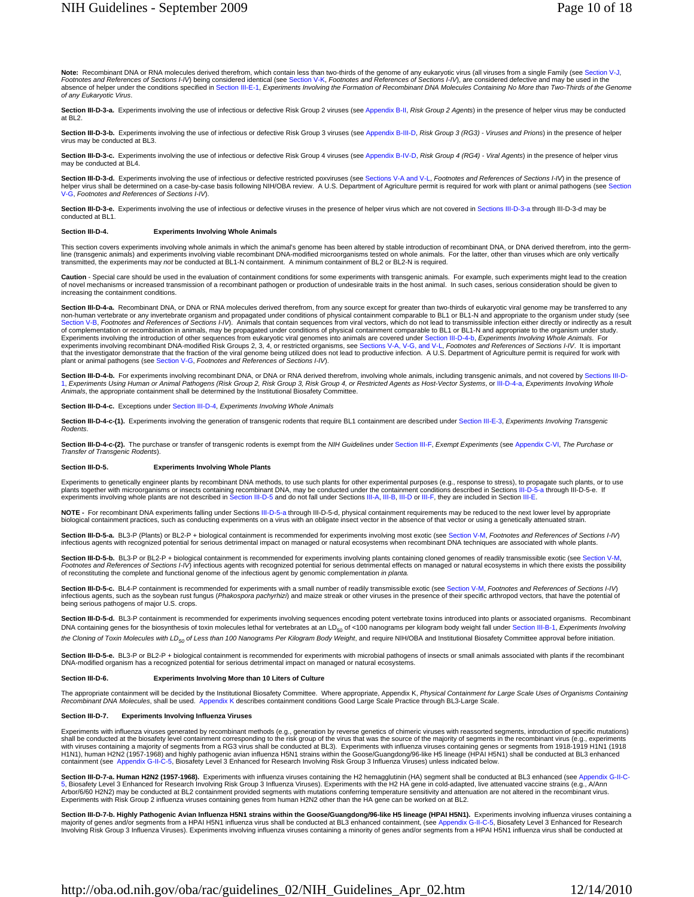**Note:** Recombinant DNA or RNA molecules derived therefrom, which contain less than two-thirds of the genome of any eukaryotic virus (all viruses from a single Family (see Section V-J, *Footnotes and References of Sections I-IV*) being considered identical (see Section V-K, *Footnotes and References of Sections I-IV*), are considered defective and may be used in the absence of helper under the conditions specified in Section III-E-1, *Experiments Involving the Formation of Recombinant DNA Molecules Containing No More than Two-Thirds of the Genome of any Eukaryotic Virus*.

**Section III-D-3-a.** Experiments involving the use of infectious or defective Risk Group 2 viruses (see Appendix B-II, *Risk Group 2 Agents*) in the presence of helper virus may be conducted at BL2.

**Section III-D-3-b.** Experiments involving the use of infectious or defective Risk Group 3 viruses (see Appendix B-III-D, *Risk Group 3 (RG3) - Viruses and Prions*) in the presence of helper virus may be conducted at BL3.

**Section III-D-3-c.** Experiments involving the use of infectious or defective Risk Group 4 viruses (see Appendix B-IV-D, *Risk Group 4 (RG4) - Viral Agents*) in the presence of helper virus may be conducted at BL4.

**Section III-D-3-d.** Experiments involving the use of infectious or defective restricted poxviruses (see Sections V-A and V-L, *Footnotes and References of Sections I-IV*) in the presence of helper virus shall be determined on a case-by-case basis following NIH/OBA review. A U.S. Department of Agriculture permit is required for work with plant or animal pathogens (see Section V-G, *Footnotes and References of Sections I-IV*).

**Section III-D-3-e.** Experiments involving the use of infectious or defective viruses in the presence of helper virus which are not covered in Sections III-D-3-a through III-D-3-d may be conducted at BL1.

### Section III-D-4. Experiments Involving Whole Animals

This section covers experiments involving whole animals in which the animal's genome has been altered by stable introduction of recombinant DNA, or DNA derived therefrom, into the germ-line (transgenic animals) and experiments involving viable recombinant DNA-modified microorganisms tested on whole animals. For the latter, other than viruses which are only vertically transmitted, the experiments may *not* be conducted at BL1-N containment. A minimum containment of BL2 or BL2-N is required.

**Caution** - Special care should be used in the evaluation of containment conditions for some experiments with transgenic animals. For example, such experiments might lead to the creation of novel mechanisms or increased transmission of a recombinant pathogen or production of undesirable traits in the host animal. In such cases, serious consideration should be given to increasing the containment conditions.

**Section III-D-4-a.** Recombinant DNA, or DNA or RNA molecules derived therefrom, from any source except for greater than two-thirds of eukaryotic viral genome may be transferred to any non-human vertebrate or any invertebrate organism and propagated under conditions of physical containment comparable to BL1 or BL1-N and appropriate to the organism under study (see Section V-B, *Footnotes and References of Sections I-IV*). Animals that contain sequences from viral vectors, which do not lead to transmissible infection either directly or indirectly as a result of complementation or recombination in animals, may be propagated under conditions of physical containment comparable to BL1 or BL1-N and appropriate to the organism under study. Experiments involving the introduction of other sequences from eukaryotic viral genomes into animals are covered under Section III-D-4-b, *Experiments Involving Whole Animals*. For experiments involving recombinant DNA-modified Risk Groups 2, 3, 4, or restricted organisms, see Sections V-A, V-G, and V-L, *Footnotes and References of Sections I-IV*. It is important that the investigator demonstrate that the fraction of the viral genome being utilized does not lead to productive infection. A U.S. Department of Agriculture permit is required for work with plant or animal pathogens (see Section V-G, *Footnotes and References of Sections I-IV*).

**Section III-D-4-b.** For experiments involving recombinant DNA, or DNA or RNA derived therefrom, involving whole animals, including transgenic animals, and not covered by Sections III-D-1, *Experiments Using Human or Animal Pathogens (Risk Group 2, Risk Group 3, Risk Group 4, or Restricted Agents as Host-Vector Systems*, or III-D-4-a, *Experiments Involving Whole Animals*, the appropriate containment shall be determined by the Institutional Biosafety Committee.

**Section III-D-4-c.** Exceptions under Section III-D-4, *Experiments Involving Whole Animals*

**Section III-D-4-c-(1).** Experiments involving the generation of transgenic rodents that require BL1 containment are described under Section III-E-3, *Experiments Involving Transgenic Rodents*.

**Section III-D-4-c-(2).** The purchase or transfer of transgenic rodents is exempt from the *NIH Guidelines* under Section III-F, *Exempt Experiments* (see Appendix C-VI, *The Purchase or Transfer of Transgenic Rodents*).

### Section III-D-5. Experiments Involving Whole Plants

Experiments to genetically engineer plants by recombinant DNA methods, to use such plants for other experimental purposes (e.g., response to stress), to propagate such plants, or to use plants together with microorganisms or insects containing recombinant DNA, may be conducted under the containment conditions described in Sections III-D-5-a through III-D-5-e. If experiments involving whole plants are not described in Section III-D-5 and do not fall under Sections III-A, III-B, III-D or III-F, they are included in Section III-E.

**NOTE -** For recombinant DNA experiments falling under Sections III-D-5-a through III-D-5-d, physical containment requirements may be reduced to the next lower level by appropriate biological containment practices, such as conducting experiments on a virus with an obligate insect vector in the absence of that vector or using a genetically attenuated strain.

**Section III-D-5-a.** BL3-P (Plants) or BL2-P + biological containment is recommended for experiments involving most exotic (see Section V-M, *Footnotes and References of Sections I-IV*) infectious agents with recognized potential for serious detrimental impact on managed or natural ecosystems when recombinant DNA techniques are associated with whole plants.

**Section III-D-5-b.** BL3-P or BL2-P + biological containment is recommended for experiments involving plants containing cloned genomes of readily transmissible exotic (see Section V-M, *Footnotes and References of Sections I-IV*) infectious agents with recognized potential for serious detrimental effects on managed or natural ecosystems in which there exists the possibility of reconstituting the complete and functional genome of the infectious agent by genomic complementation *in planta*.

**Section III-D-5-c.** BL4-P containment is recommended for experiments with a small number of readily transmissible exotic (see Section V-M, *Footnotes and References of Sections I-IV*) infectious agents, such as the soybean rust fungus (*Phakospora pachyrhizi*) and maize streak or other viruses in the presence of their specific arthropod vectors, that have the potential of being serious pathogens of major U.S. crops.

**Section III-D-5-d.** BL3-P containment is recommended for experiments involving sequences encoding potent vertebrate toxins introduced into plants or associated organisms. Recombinant DNA containing genes for the biosynthesis of toxin molecules lethal for vertebrates at an $LD_{50}$ of <100 nanograms per kilogram body weight fall under Section III-B-1, *Experiments Involving the Cloning of Toxin Molecules with $LD_{50}$ of Less than 100 Nanograms Per Kilogram Body Weight*, and require NIH/OBA and Institutional Biosafety Committee approval before initiation.

**Section III-D-5-e.** BL3-P or BL2-P + biological containment is recommended for experiments with microbial pathogens of insects or small animals associated with plants if the recombinant DNA-modified organism has a recognized potential for serious detrimental impact on managed or natural ecosystems.

### Section III-D-6. Experiments Involving More than 10 Liters of Culture

The appropriate containment will be decided by the Institutional Biosafety Committee. Where appropriate, Appendix K, *Physical Containment for Large Scale Uses of Organisms Containing Recombinant DNA Molecules*, shall be used. Appendix K describes containment conditions Good Large Scale Practice through BL3-Large Scale.

### Section III-D-7. Experiments Involving Influenza Viruses

Experiments with influenza viruses generated by recombinant methods (e.g., generation by reverse genetics of chimeric viruses with reassorted segments, introduction of specific mutations) shall be conducted at the biosafety level containment corresponding to the risk group of the virus that was the source of the majority of segments in the recombinant virus (e.g., experiments with viruses containing a majority of segments from a RG3 virus shall be conducted at BL3). Experiments with influenza viruses containing genes or segments from 1918-1919 H1N1 (1918 H1N1), human H2N2 (1957-1968) and highly pathogenic avian influenza H5N1 strains within the Goose/Guangdong/96-like H5 lineage (HPAI H5N1) shall be conducted at BL3 enhanced containment (see Appendix G-II-C-5, Biosafety Level 3 Enhanced for Research Involving Risk Group 3 Influenza Viruses) unless indicated below.

**Section III-D-7-a. Human H2N2 (1957-1968).** Experiments with influenza viruses containing the H2 hemagglutinin (HA) segment shall be conducted at BL3 enhanced (see Appendix G-II-C-5, Biosafety Level 3 Enhanced for Research Involving Risk Group 3 Influenza Viruses). Experiments with the H2 HA gene in cold-adapted, live attenuated vaccine strains (e.g., A/Ann Arbor/6/60 H2N2) may be conducted at BL2 containment provided segments with mutations conferring temperature sensitivity and attenuation are not altered in the recombinant virus. Experiments with Risk Group 2 influenza viruses containing genes from human H2N2 other than the HA gene can be worked on at BL2.

**Section III-D-7-b. Highly Pathogenic Avian Influenza H5N1 strains within the Goose/Guangdong/96-like H5 lineage (HPAI H5N1).** Experiments involving influenza viruses containing a majority of genes and/or segments from a HPAI H5N1 influenza virus shall be conducted at BL3 enhanced containment, (see Appendix G-II-C-5, Biosafety Level 3 Enhanced for Research Involving Risk Group 3 Influenza Viruses). Experiments involving influenza viruses containing a minority of genes and/or segments from a HPAI H5N1 influenza virus shall be conducted at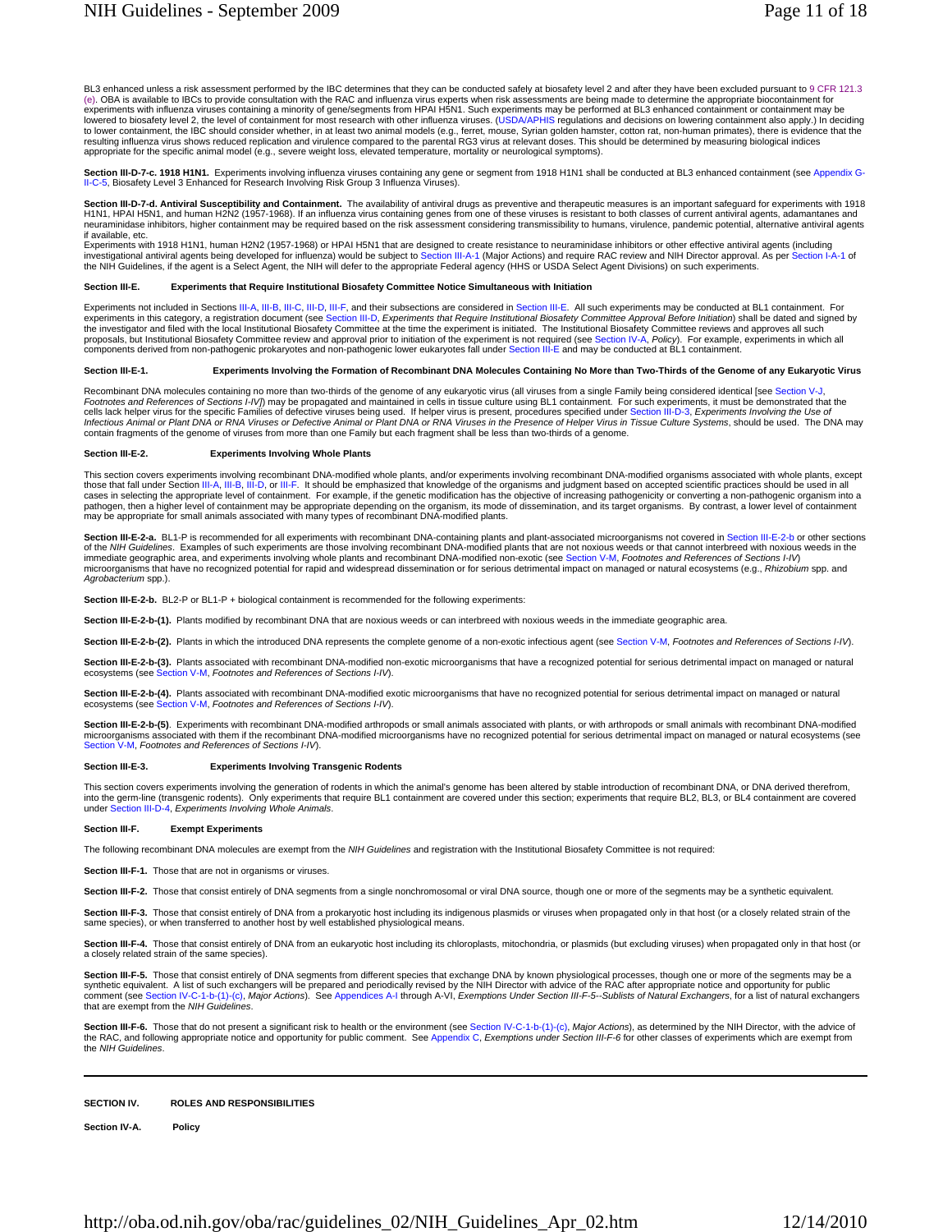BL3 enhanced unless a risk assessment performed by the IBC determines that they can be conducted safely at biosafety level 2 and after they have been excluded pursuant to 9 CFR 121.3 (e). OBA is available to IBCs to provide consultation with the RAC and influenza virus experts when risk assessments are being made to determine the appropriate biocontainment for experiments with influenza viruses containing a minority of gene/segments from HPAI H5N1. Such experiments may be performed at BL3 enhanced containment or containment may be lowered to biosafety level 2, the level of containment for most research with other influenza viruses. (USDA/APHIS regulations and decisions on lowering containment also apply.) In deciding to lower containment, the IBC should consider whether, in at least two animal models (e.g., ferret, mouse, Syrian golden hamster, cotton rat, non-human primates), there is evidence that the resulting influenza virus shows reduced replication and virulence compared to the parental RG3 virus at relevant doses. This should be determined by measuring biological indices appropriate for the specific animal model (e.g., severe weight loss, elevated temperature, mortality or neurological symptoms).

**Section III-D-7-c. 1918 H1N1.** Experiments involving influenza viruses containing any gene or segment from 1918 H1N1 shall be conducted at BL3 enhanced containment (see Appendix G-II-C-5, Biosafety Level 3 Enhanced for Research Involving Risk Group 3 Influenza Viruses).

**Section III-D-7-d. Antiviral Susceptibility and Containment.** The availability of antiviral drugs as preventive and therapeutic measures is an important safeguard for experiments with 1918 H1N1, HPAI H5N1, and human H2N2 (1957-1968). If an influenza virus containing genes from one of these viruses is resistant to both classes of current antiviral agents, adamantanes and neuraminidase inhibitors, higher containment may be required based on the risk assessment considering transmissibility to humans, virulence, pandemic potential, alternative antiviral agents if available, etc.
Experiments with 1918 H1N1, human H2N2 (1957-1968) or HPAI H5N1 that are designed to create resistance to neuraminidase inhibitors or other effective antiviral agents (including investigational antiviral agents being developed for influenza) would be subject to Section III-A-1 (Major Actions) and require RAC review and NIH Director approval. As per Section I-A-1 of the NIH Guidelines, if the agent is a Select Agent, the NIH will defer to the appropriate Federal agency (HHS or USDA Select Agent Divisions) on such experiments.

## Section III-E. Experiments that Require Institutional Biosafety Committee Notice Simultaneous with Initiation

Experiments not included in Sections III-A, III-B, III-C, III-D, III-F, and their subsections are considered in Section III-E. All such experiments may be conducted at BL1 containment. For experiments in this category, a registration document (see Section III-D, *Experiments that Require Institutional Biosafety Committee Approval Before Initiation*) shall be dated and signed by the investigator and filed with the local Institutional Biosafety Committee at the time the experiment is initiated. The Institutional Biosafety Committee reviews and approves all such proposals, but Institutional Biosafety Committee review and approval prior to initiation of the experiment is not required (see Section IV-A, *Policy*). For example, experiments in which all components derived from non-pathogenic prokaryotes and non-pathogenic lower eukaryotes fall under Section III-E and may be conducted at BL1 containment.

### Section III-E-1. Experiments Involving the Formation of Recombinant DNA Molecules Containing No More than Two-Thirds of the Genome of any Eukaryotic Virus

Recombinant DNA molecules containing no more than two-thirds of the genome of any eukaryotic virus (all viruses from a single Family being considered identical [see Section V-J, *Footnotes and References of Sections I-IV*]) may be propagated and maintained in cells in tissue culture using BL1 containment. For such experiments, it must be demonstrated that the cells lack helper virus for the specific Families of defective viruses being used. If helper virus is present, procedures specified under Section III-D-3, *Experiments Involving the Use of Infectious Animal or Plant DNA or RNA Viruses or Defective Animal or Plant DNA or RNA Viruses in the Presence of Helper Virus in Tissue Culture Systems*, should be used. The DNA may contain fragments of the genome of viruses from more than one Family but each fragment shall be less than two-thirds of a genome.

### Section III-E-2. Experiments Involving Whole Plants

This section covers experiments involving recombinant DNA-modified whole plants, and/or experiments involving recombinant DNA-modified organisms associated with whole plants, except those that fall under Section III-A, III-B, III-D, or III-F. It should be emphasized that knowledge of the organisms and judgment based on accepted scientific practices should be used in all cases in selecting the appropriate level of containment. For example, if the genetic modification has the objective of increasing pathogenicity or converting a non-pathogenic organism into a pathogen, then a higher level of containment may be appropriate depending on the organism, its mode of dissemination, and its target organisms. By contrast, a lower level of containment may be appropriate for small animals associated with many types of recombinant DNA-modified plants.

**Section III-E-2-a.** BL1-P is recommended for all experiments with recombinant DNA-containing plants and plant-associated microorganisms not covered in Section III-E-2-b or other sections of the *NIH Guidelines*. Examples of such experiments are those involving recombinant DNA-modified plants that are not noxious weeds or that cannot interbreed with noxious weeds in the immediate geographic area, and experiments involving whole plants and recombinant DNA-modified non-exotic (see Section V-M, *Footnotes and References of Sections I-IV*) microorganisms that have no recognized potential for rapid and widespread dissemination or for serious detrimental impact on managed or natural ecosystems (e.g., *Rhizobium* spp. and *Agrobacterium* spp.).

**Section III-E-2-b.** BL2-P or BL1-P + biological containment is recommended for the following experiments:

**Section III-E-2-b-(1).** Plants modified by recombinant DNA that are noxious weeds or can interbreed with noxious weeds in the immediate geographic area.

**Section III-E-2-b-(2).** Plants in which the introduced DNA represents the complete genome of a non-exotic infectious agent (see Section V-M, *Footnotes and References of Sections I-IV*).

**Section III-E-2-b-(3).** Plants associated with recombinant DNA-modified non-exotic microorganisms that have a recognized potential for serious detrimental impact on managed or natural ecosystems (see Section V-M, *Footnotes and References of Sections I-IV*).

**Section III-E-2-b-(4).** Plants associated with recombinant DNA-modified exotic microorganisms that have no recognized potential for serious detrimental impact on managed or natural ecosystems (see Section V-M, *Footnotes and References of Sections I-IV*).

**Section III-E-2-b-(5).** Experiments with recombinant DNA-modified arthropods or small animals associated with plants, or with arthropods or small animals with recombinant DNA-modified microorganisms associated with them if the recombinant DNA-modified microorganisms have no recognized potential for serious detrimental impact on managed or natural ecosystems (see Section V-M, *Footnotes and References of Sections I-IV*).

### Section III-E-3. Experiments Involving Transgenic Rodents

This section covers experiments involving the generation of rodents in which the animal's genome has been altered by stable introduction of recombinant DNA, or DNA derived therefrom, into the germ-line (transgenic rodents). Only experiments that require BL1 containment are covered under this section; experiments that require BL2, BL3, or BL4 containment are covered under Section III-D-4, *Experiments Involving Whole Animals*.

## Section III-F. Exempt Experiments

The following recombinant DNA molecules are exempt from the *NIH Guidelines* and registration with the Institutional Biosafety Committee is not required:

**Section III-F-1.** Those that are not in organisms or viruses.

**Section III-F-2.** Those that consist entirely of DNA segments from a single nonchromosomal or viral DNA source, though one or more of the segments may be a synthetic equivalent.

**Section III-F-3.** Those that consist entirely of DNA from a prokaryotic host including its indigenous plasmids or viruses when propagated only in that host (or a closely related strain of the same species), or when transferred to another host by well established physiological means.

**Section III-F-4.** Those that consist entirely of DNA from an eukaryotic host including its chloroplasts, mitochondria, or plasmids (but excluding viruses) when propagated only in that host (or a closely related strain of the same species).

**Section III-F-5.** Those that consist entirely of DNA segments from different species that exchange DNA by known physiological processes, though one or more of the segments may be a synthetic equivalent. A list of such exchangers will be prepared and periodically revised by the NIH Director with advice of the RAC after appropriate notice and opportunity for public comment (see Section IV-C-1-b-(1)-(c), *Major Actions*). See Appendices A-I through A-VI, *Exemptions Under Section III-F-5--Sublists of Natural Exchangers*, for a list of natural exchangers that are exempt from the *NIH Guidelines*.

**Section III-F-6.** Those that do not present a significant risk to health or the environment (see Section IV-C-1-b-(1)-(c), *Major Actions*), as determined by the NIH Director, with the advice of the RAC, and following appropriate notice and opportunity for public comment. See Appendix C, *Exemptions under Section III-F-6* for other classes of experiments which are exempt from the *NIH Guidelines*.

---

# SECTION IV. ROLES AND RESPONSIBILITIES

## Section IV-A. Policy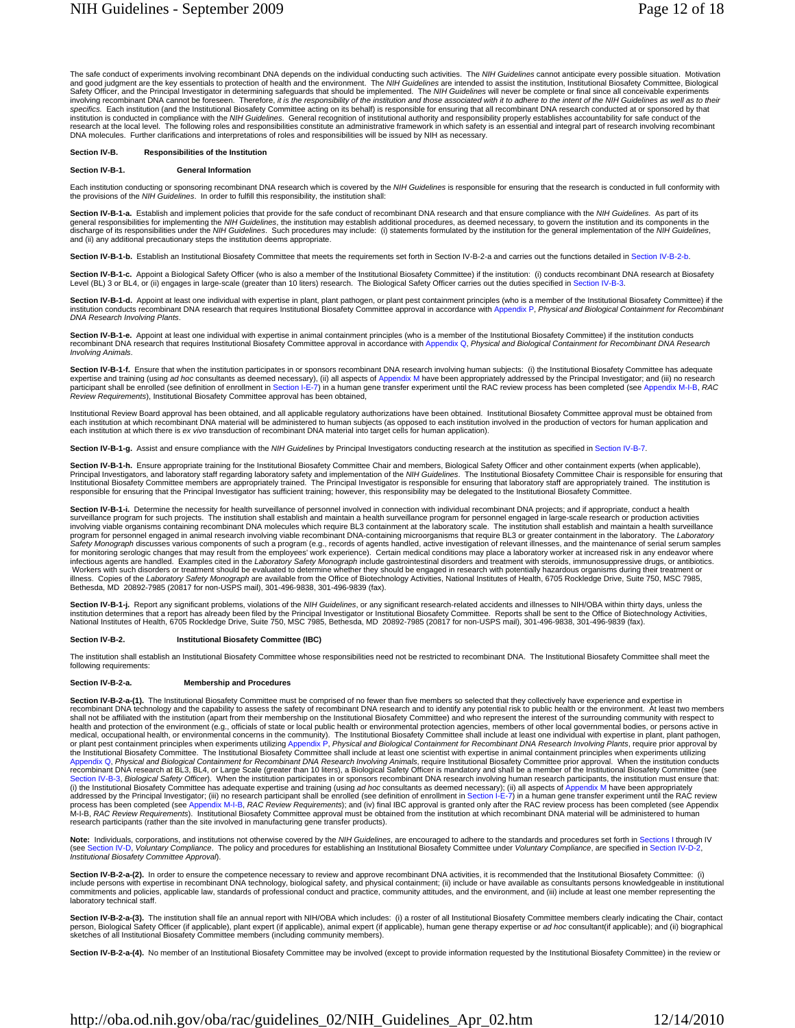The safe conduct of experiments involving recombinant DNA depends on the individual conducting such activities. The *NIH Guidelines* cannot anticipate every possible situation. Motivation and good judgment are the key essentials to protection of health and the environment. The *NIH Guidelines* are intended to assist the institution, Institutional Biosafety Committee, Biological Safety Officer, and the Principal Investigator in determining safeguards that should be implemented. The *NIH Guidelines* will never be complete or final since all conceivable experiments involving recombinant DNA cannot be foreseen. Therefore, *it is the responsibility of the institution and those associated with it to adhere to the intent of the NIH Guidelines as well as to their specifics.* Each institution (and the Institutional Biosafety Committee acting on its behalf) is responsible for ensuring that all recombinant DNA research conducted at or sponsored by that institution is conducted in compliance with the *NIH Guidelines*. General recognition of institutional authority and responsibility properly establishes accountability for safe conduct of research at the local level. The following roles and responsibilities constitute an administrative framework in which safety is an essential and integral part of research involving recombinant DNA molecules. Further clarifications and interpretations of roles and responsibilities will be issued by NIH as necessary.

**Section IV-B. Responsibilities of the Institution**

**Section IV-B-1. General Information**

Each institution conducting or sponsoring recombinant DNA research which is covered by the *NIH Guidelines* is responsible for ensuring that the research is conducted in full conformity with the provisions of the *NIH Guidelines*. In order to fulfill this responsibility, the institution shall:

**Section IV-B-1-a.** Establish and implement policies that provide for the safe conduct of recombinant DNA research and that ensure compliance with the *NIH Guidelines*. As part of its general responsibilities for implementing the *NIH Guidelines*, the institution may establish additional procedures, as deemed necessary, to govern the institution and its components in the discharge of its responsibilities under the *NIH Guidelines*. Such procedures may include: (i) statements formulated by the institution for the general implementation of the *NIH Guidelines*, and (ii) any additional precautionary steps the institution deems appropriate.

**Section IV-B-1-b.** Establish an Institutional Biosafety Committee that meets the requirements set forth in Section IV-B-2-a and carries out the functions detailed in Section IV-B-2-b.

**Section IV-B-1-c.** Appoint a Biological Safety Officer (who is also a member of the Institutional Biosafety Committee) if the institution: (i) conducts recombinant DNA research at Biosafety Level (BL) 3 or BL4, or (ii) engages in large-scale (greater than 10 liters) research. The Biological Safety Officer carries out the duties specified in Section IV-B-3.

**Section IV-B-1-d.** Appoint at least one individual with expertise in plant, plant pathogen, or plant pest containment principles (who is a member of the Institutional Biosafety Committee) if the institution conducts recombinant DNA research that requires Institutional Biosafety Committee approval in accordance with Appendix P, *Physical and Biological Containment for Recombinant DNA Research Involving Plants*.

**Section IV-B-1-e.** Appoint at least one individual with expertise in animal containment principles (who is a member of the Institutional Biosafety Committee) if the institution conducts recombinant DNA research that requires Institutional Biosafety Committee approval in accordance with Appendix Q, *Physical and Biological Containment for Recombinant DNA Research Involving Animals*.

**Section IV-B-1-f.** Ensure that when the institution participates in or sponsors recombinant DNA research involving human subjects: (i) the Institutional Biosafety Committee has adequate expertise and training (using *ad hoc* consultants as deemed necessary), (ii) all aspects of Appendix M have been appropriately addressed by the Principal Investigator; and (iii) no research participant shall be enrolled (see definition of enrollment in Section I-E-7) in a human gene transfer experiment until the RAC review process has been completed (see Appendix M-I-B, *RAC Review Requirements*), Institutional Biosafety Committee approval has been obtained,

Institutional Review Board approval has been obtained, and all applicable regulatory authorizations have been obtained. Institutional Biosafety Committee approval must be obtained from each institution at which recombinant DNA material will be administered to human subjects (as opposed to each institution involved in the production of vectors for human application and each institution at which there is *ex vivo* transduction of recombinant DNA material into target cells for human application).

**Section IV-B-1-g.** Assist and ensure compliance with the *NIH Guidelines* by Principal Investigators conducting research at the institution as specified in Section IV-B-7.

**Section IV-B-1-h.** Ensure appropriate training for the Institutional Biosafety Committee Chair and members, Biological Safety Officer and other containment experts (when applicable), Principal Investigators, and laboratory staff regarding laboratory safety and implementation of the *NIH Guidelines*. The Institutional Biosafety Committee Chair is responsible for ensuring that Institutional Biosafety Committee members are appropriately trained. The Principal Investigator is responsible for ensuring that laboratory staff are appropriately trained. The institution is responsible for ensuring that the Principal Investigator has sufficient training; however, this responsibility may be delegated to the Institutional Biosafety Committee.

**Section IV-B-1-i.** Determine the necessity for health surveillance of personnel involved in connection with individual recombinant DNA projects; and if appropriate, conduct a health surveillance program for such projects. The institution shall establish and maintain a health surveillance program for personnel engaged in large-scale research or production activities involving viable organisms containing recombinant DNA molecules which require BL3 containment at the laboratory scale. The institution shall establish and maintain a health surveillance program for personnel engaged in animal research involving viable recombinant DNA-containing microorganisms that require BL3 or greater containment in the laboratory. The *Laboratory Safety Monograph* discusses various components of such a program (e.g., records of agents handled, active investigation of relevant illnesses, and the maintenance of serial serum samples for monitoring serologic changes that may result from the employees' work experience). Certain medical conditions may place a laboratory worker at increased risk in any endeavor where infectious agents are handled. Examples cited in the *Laboratory Safety Monograph* include gastrointestinal disorders and treatment with steroids, immunosuppressive drugs, or antibiotics. Workers with such disorders or treatment should be evaluated to determine whether they should be engaged in research with potentially hazardous organisms during their treatment or illness. Copies of the *Laboratory Safety Monograph* are available from the Office of Biotechnology Activities, National Institutes of Health, 6705 Rockledge Drive, Suite 750, MSC 7985, Bethesda, MD 20892-7985 (20817 for non-USPS mail), 301-496-9838, 301-496-9839 (fax).

**Section IV-B-1-j.** Report any significant problems, violations of the *NIH Guidelines*, or any significant research-related accidents and illnesses to NIH/OBA within thirty days, unless the institution determines that a report has already been filed by the Principal Investigator or Institutional Biosafety Committee. Reports shall be sent to the Office of Biotechnology Activities, National Institutes of Health, 6705 Rockledge Drive, Suite 750, MSC 7985, Bethesda, MD 20892-7985 (20817 for non-USPS mail), 301-496-9838, 301-496-9839 (fax).

**Section IV-B-2. Institutional Biosafety Committee (IBC)**

The institution shall establish an Institutional Biosafety Committee whose responsibilities need not be restricted to recombinant DNA. The Institutional Biosafety Committee shall meet the following requirements:

**Section IV-B-2-a. Membership and Procedures**

**Section IV-B-2-a-(1).** The Institutional Biosafety Committee must be comprised of no fewer than five members so selected that they collectively have experience and expertise in recombinant DNA technology and the capability to assess the safety of recombinant DNA research and to identify any potential risk to public health or the environment. At least two members shall not be affiliated with the institution (apart from their membership on the Institutional Biosafety Committee) and who represent the interest of the surrounding community with respect to health and protection of the environment (e.g., officials of state or local public health or environmental protection agencies, members of other local governmental bodies, or persons active in medical, occupational health, or environmental concerns in the community). The Institutional Biosafety Committee shall include at least one individual with expertise in plant, plant pathogen, or plant pest containment principles when experiments utilizing Appendix P, *Physical and Biological Containment for Recombinant DNA Research Involving Plants*, require prior approval by the Institutional Biosafety Committee. The Institutional Biosafety Committee shall include at least one scientist with expertise in animal containment principles when experiments utilizing Appendix Q, *Physical and Biological Containment for Recombinant DNA Research Involving Animals*, require Institutional Biosafety Committee prior approval. When the institution conducts recombinant DNA research at BL3, BL4, or Large Scale (greater than 10 liters), a Biological Safety Officer is mandatory and shall be a member of the Institutional Biosafety Committee (see Section IV-B-3, *Biological Safety Officer*). When the institution participates in or sponsors recombinant DNA research involving human research participants, the institution must ensure that: (i) the Institutional Biosafety Committee has adequate expertise and training (using *ad hoc* consultants as deemed necessary); (ii) all aspects of Appendix M have been appropriately addressed by the Principal Investigator; (iii) no research participant shall be enrolled (see definition of enrollment in Section I-E-7) in a human gene transfer experiment until the RAC review process has been completed (see Appendix M-I-B, *RAC Review Requirements*); and (iv) final IBC approval is granted only after the RAC review process has been completed (see Appendix M-I-B, *RAC Review Requirements*). Institutional Biosafety Committee approval must be obtained from the institution at which recombinant DNA material will be administered to human research participants (rather than the site involved in manufacturing gene transfer products).

**Note:** Individuals, corporations, and institutions not otherwise covered by the *NIH Guidelines*, are encouraged to adhere to the standards and procedures set forth in Sections I through IV (see Section IV-D, *Voluntary Compliance*. The policy and procedures for establishing an Institutional Biosafety Committee under *Voluntary Compliance*, are specified in Section IV-D-2, *Institutional Biosafety Committee Approval*).

**Section IV-B-2-a-(2).** In order to ensure the competence necessary to review and approve recombinant DNA activities, it is recommended that the Institutional Biosafety Committee: (i) include persons with expertise in recombinant DNA technology, biological safety, and physical containment; (ii) include or have available as consultants persons knowledgeable in institutional commitments and policies, applicable law, standards of professional conduct and practice, community attitudes, and the environment, and (iii) include at least one member representing the laboratory technical staff.

**Section IV-B-2-a-(3).** The institution shall file an annual report with NIH/OBA which includes: (i) a roster of all Institutional Biosafety Committee members clearly indicating the Chair, contact person, Biological Safety Officer (if applicable), plant expert (if applicable), animal expert (if applicable), human gene therapy expertise or *ad hoc* consultant(if applicable); and (ii) biographical sketches of all Institutional Biosafety Committee members (including community members).

**Section IV-B-2-a-(4).** No member of an Institutional Biosafety Committee may be involved (except to provide information requested by the Institutional Biosafety Committee) in the review or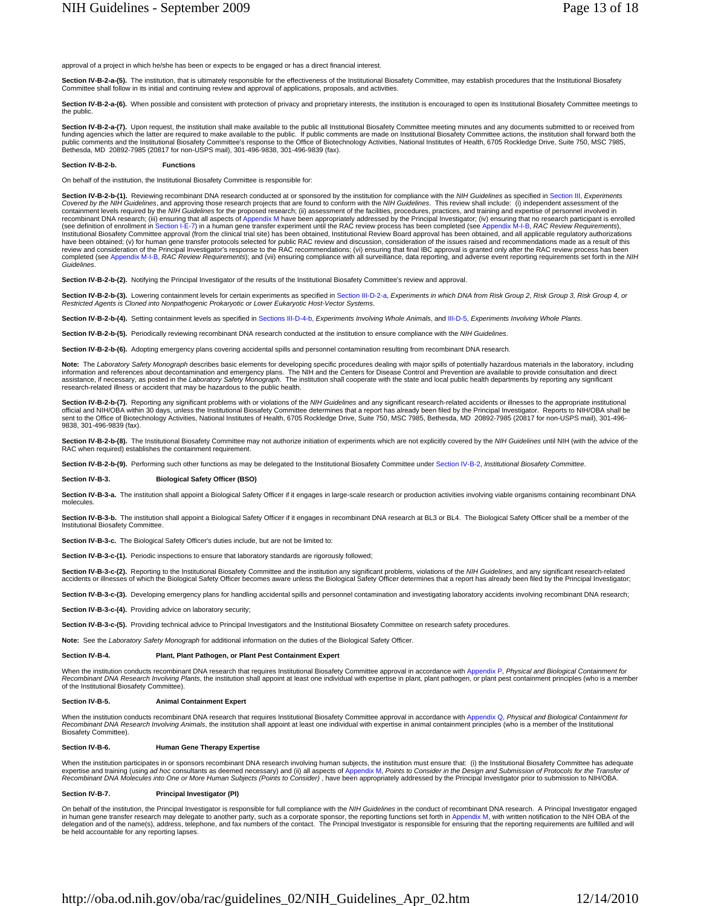approval of a project in which he/she has been or expects to be engaged or has a direct financial interest.

**Section IV-B-2-a-(5).** The institution, that is ultimately responsible for the effectiveness of the Institutional Biosafety Committee, may establish procedures that the Institutional Biosafety Committee shall follow in its initial and continuing review and approval of applications, proposals, and activities.

**Section IV-B-2-a-(6).** When possible and consistent with protection of privacy and proprietary interests, the institution is encouraged to open its Institutional Biosafety Committee meetings to the public.

**Section IV-B-2-a-(7).** Upon request, the institution shall make available to the public all Institutional Biosafety Committee meeting minutes and any documents submitted to or received from funding agencies which the latter are required to make available to the public. If public comments are made on Institutional Biosafety Committee actions, the institution shall forward both the public comments and the Institutional Biosafety Committee's response to the Office of Biotechnology Activities, National Institutes of Health, 6705 Rockledge Drive, Suite 750, MSC 7985, Bethesda, MD 20892-7985 (20817 for non-USPS mail), 301-496-9838, 301-496-9839 (fax).

**Section IV-B-2-b. Functions**

On behalf of the institution, the Institutional Biosafety Committee is responsible for:

**Section IV-B-2-b-(1).** Reviewing recombinant DNA research conducted at or sponsored by the institution for compliance with the *NIH Guidelines* as specified in Section III, *Experiments Covered by the NIH Guidelines*, and approving those research projects that are found to conform with the *NIH Guidelines*. This review shall include: (i) independent assessment of the containment levels required by the *NIH Guidelines* for the proposed research; (ii) assessment of the facilities, procedures, practices, and training and expertise of personnel involved in recombinant DNA research; (iii) ensuring that all aspects of Appendix M have been appropriately addressed by the Principal Investigator; (iv) ensuring that no research participant is enrolled (see definition of enrollment in Section I-E-7) in a human gene transfer experiment until the RAC review process has been completed (see Appendix M-I-B, *RAC Review Requirements*), Institutional Biosafety Committee approval (from the clinical trial site) has been obtained, Institutional Review Board approval has been obtained, and all applicable regulatory authorizations have been obtained; (v) for human gene transfer protocols selected for public RAC review and discussion, consideration of the issues raised and recommendations made as a result of this review and consideration of the Principal Investigator's response to the RAC recommendations; (vi) ensuring that final IBC approval is granted only after the RAC review process has been completed (see Appendix M-I-B, *RAC Review Requirements*); and (vii) ensuring compliance with all surveillance, data reporting, and adverse event reporting requirements set forth in the *NIH Guidelines*.

**Section IV-B-2-b-(2).** Notifying the Principal Investigator of the results of the Institutional Biosafety Committee's review and approval.

**Section IV-B-2-b-(3).** Lowering containment levels for certain experiments as specified in Section III-D-2-a, *Experiments in which DNA from Risk Group 2, Risk Group 3, Risk Group 4, or Restricted Agents is Cloned into Nonpathogenic Prokaryotic or Lower Eukaryotic Host-Vector Systems*.

**Section IV-B-2-b-(4).** Setting containment levels as specified in Sections III-D-4-b, *Experiments Involving Whole Animals*, and III-D-5, *Experiments Involving Whole Plants*.

**Section IV-B-2-b-(5).** Periodically reviewing recombinant DNA research conducted at the institution to ensure compliance with the *NIH Guidelines*.

**Section IV-B-2-b-(6).** Adopting emergency plans covering accidental spills and personnel contamination resulting from recombinant DNA research.

**Note:** The *Laboratory Safety Monograph* describes basic elements for developing specific procedures dealing with major spills of potentially hazardous materials in the laboratory, including information and references about decontamination and emergency plans. The NIH and the Centers for Disease Control and Prevention are available to provide consultation and direct assistance, if necessary, as posted in the *Laboratory Safety Monograph*. The institution shall cooperate with the state and local public health departments by reporting any significant research-related illness or accident that may be hazardous to the public health.

**Section IV-B-2-b-(7).** Reporting any significant problems with or violations of the *NIH Guidelines* and any significant research-related accidents or illnesses to the appropriate institutional official and NIH/OBA within 30 days, unless the Institutional Biosafety Committee determines that a report has already been filed by the Principal Investigator. Reports to NIH/OBA shall be sent to the Office of Biotechnology Activities, National Institutes of Health, 6705 Rockledge Drive, Suite 750, MSC 7985, Bethesda, MD 20892-7985 (20817 for non-USPS mail), 301-496-9838, 301-496-9839 (fax).

**Section IV-B-2-b-(8).** The Institutional Biosafety Committee may not authorize initiation of experiments which are not explicitly covered by the *NIH Guidelines* until NIH (with the advice of the RAC when required) establishes the containment requirement.

**Section IV-B-2-b-(9).** Performing such other functions as may be delegated to the Institutional Biosafety Committee under Section IV-B-2, *Institutional Biosafety Committee*.

**Section IV-B-3. Biological Safety Officer (BSO)**

**Section IV-B-3-a.** The institution shall appoint a Biological Safety Officer if it engages in large-scale research or production activities involving viable organisms containing recombinant DNA molecules.

**Section IV-B-3-b.** The institution shall appoint a Biological Safety Officer if it engages in recombinant DNA research at BL3 or BL4. The Biological Safety Officer shall be a member of the Institutional Biosafety Committee.

**Section IV-B-3-c.** The Biological Safety Officer's duties include, but are not be limited to:

**Section IV-B-3-c-(1).** Periodic inspections to ensure that laboratory standards are rigorously followed;

**Section IV-B-3-c-(2).** Reporting to the Institutional Biosafety Committee and the institution any significant problems, violations of the *NIH Guidelines*, and any significant research-related accidents or illnesses of which the Biological Safety Officer becomes aware unless the Biological Safety Officer determines that a report has already been filed by the Principal Investigator;

**Section IV-B-3-c-(3).** Developing emergency plans for handling accidental spills and personnel contamination and investigating laboratory accidents involving recombinant DNA research;

**Section IV-B-3-c-(4).** Providing advice on laboratory security;

**Section IV-B-3-c-(5).** Providing technical advice to Principal Investigators and the Institutional Biosafety Committee on research safety procedures.

**Note:** See the *Laboratory Safety Monograph* for additional information on the duties of the Biological Safety Officer.

**Section IV-B-4. Plant, Plant Pathogen, or Plant Pest Containment Expert**

When the institution conducts recombinant DNA research that requires Institutional Biosafety Committee approval in accordance with Appendix P, *Physical and Biological Containment for Recombinant DNA Research Involving Plants*, the institution shall appoint at least one individual with expertise in plant, plant pathogen, or plant pest containment principles (who is a member of the Institutional Biosafety Committee).

**Section IV-B-5. Animal Containment Expert**

When the institution conducts recombinant DNA research that requires Institutional Biosafety Committee approval in accordance with Appendix Q, *Physical and Biological Containment for Recombinant DNA Research Involving Animals*, the institution shall appoint at least one individual with expertise in animal containment principles (who is a member of the Institutional Biosafety Committee).

**Section IV-B-6. Human Gene Therapy Expertise**

When the institution participates in or sponsors recombinant DNA research involving human subjects, the institution must ensure that: (i) the Institutional Biosafety Committee has adequate expertise and training (using *ad hoc* consultants as deemed necessary) and (ii) all aspects of Appendix M, *Points to Consider in the Design and Submission of Protocols for the Transfer of Recombinant DNA Molecules into One or More Human Subjects (Points to Consider)* , have been appropriately addressed by the Principal Investigator prior to submission to NIH/OBA.

**Section IV-B-7. Principal Investigator (PI)**

On behalf of the institution, the Principal Investigator is responsible for full compliance with the *NIH Guidelines* in the conduct of recombinant DNA research. A Principal Investigator engaged in human gene transfer research may delegate to another party, such as a corporate sponsor, the reporting functions set forth in Appendix M, with written notification to the NIH OBA of the delegation and of the name(s), address, telephone, and fax numbers of the contact. The Principal Investigator is responsible for ensuring that the reporting requirements are fulfilled and will be held accountable for any reporting lapses.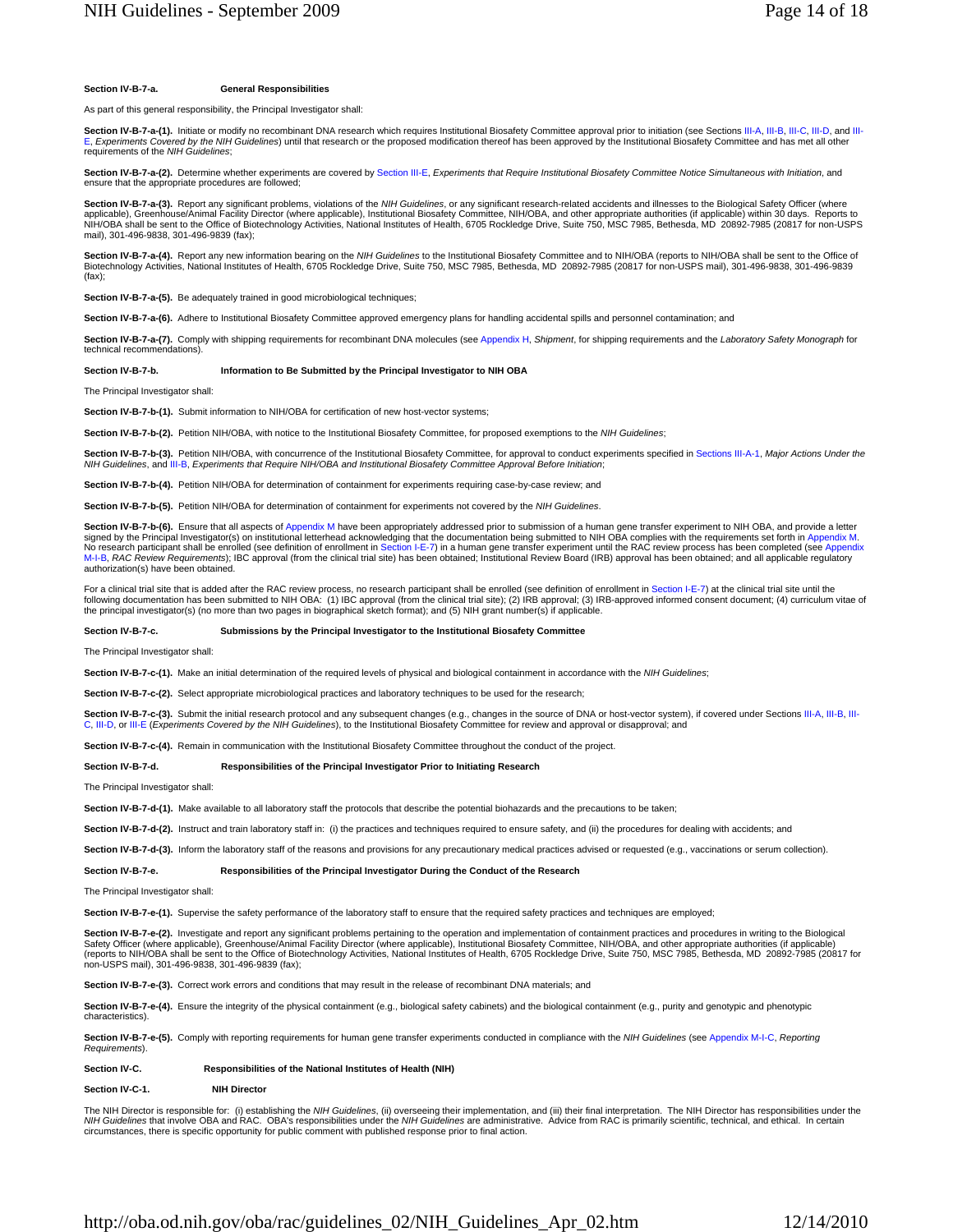**Section IV-B-7-a.** **General Responsibilities**

As part of this general responsibility, the Principal Investigator shall:

**Section IV-B-7-a-(1).** Initiate or modify no recombinant DNA research which requires Institutional Biosafety Committee approval prior to initiation (see Sections III-A, III-B, III-C, III-D, and III-E, *Experiments Covered by the NIH Guidelines*) until that research or the proposed modification thereof has been approved by the Institutional Biosafety Committee and has met all other requirements of the *NIH Guidelines*;

**Section IV-B-7-a-(2).** Determine whether experiments are covered by Section III-E, *Experiments that Require Institutional Biosafety Committee Notice Simultaneous with Initiation*, and ensure that the appropriate procedures are followed;

**Section IV-B-7-a-(3).** Report any significant problems, violations of the *NIH Guidelines*, or any significant research-related accidents and illnesses to the Biological Safety Officer (where applicable), Greenhouse/Animal Facility Director (where applicable), Institutional Biosafety Committee, NIH/OBA, and other appropriate authorities (if applicable) within 30 days. Reports to NIH/OBA shall be sent to the Office of Biotechnology Activities, National Institutes of Health, 6705 Rockledge Drive, Suite 750, MSC 7985, Bethesda, MD 20892-7985 (20817 for non-USPS mail), 301-496-9838, 301-496-9839 (fax);

**Section IV-B-7-a-(4).** Report any new information bearing on the *NIH Guidelines* to the Institutional Biosafety Committee and to NIH/OBA (reports to NIH/OBA shall be sent to the Office of Biotechnology Activities, National Institutes of Health, 6705 Rockledge Drive, Suite 750, MSC 7985, Bethesda, MD 20892-7985 (20817 for non-USPS mail), 301-496-9838, 301-496-9839 (fax);

**Section IV-B-7-a-(5).** Be adequately trained in good microbiological techniques;

**Section IV-B-7-a-(6).** Adhere to Institutional Biosafety Committee approved emergency plans for handling accidental spills and personnel contamination; and

**Section IV-B-7-a-(7).** Comply with shipping requirements for recombinant DNA molecules (see Appendix H, *Shipment*, for shipping requirements and the *Laboratory Safety Monograph* for technical recommendations).

**Section IV-B-7-b.** **Information to Be Submitted by the Principal Investigator to NIH OBA**

The Principal Investigator shall:

**Section IV-B-7-b-(1).** Submit information to NIH/OBA for certification of new host-vector systems;

**Section IV-B-7-b-(2).** Petition NIH/OBA, with notice to the Institutional Biosafety Committee, for proposed exemptions to the *NIH Guidelines*;

**Section IV-B-7-b-(3).** Petition NIH/OBA, with concurrence of the Institutional Biosafety Committee, for approval to conduct experiments specified in Sections III-A-1, *Major Actions Under the NIH Guidelines*, and III-B, *Experiments that Require NIH/OBA and Institutional Biosafety Committee Approval Before Initiation*;

**Section IV-B-7-b-(4).** Petition NIH/OBA for determination of containment for experiments requiring case-by-case review; and

**Section IV-B-7-b-(5).** Petition NIH/OBA for determination of containment for experiments not covered by the *NIH Guidelines*.

**Section IV-B-7-b-(6).** Ensure that all aspects of Appendix M have been appropriately addressed prior to submission of a human gene transfer experiment to NIH OBA, and provide a letter signed by the Principal Investigator(s) on institutional letterhead acknowledging that the documentation being submitted to NIH OBA complies with the requirements set forth in Appendix M. No research participant shall be enrolled (see definition of enrollment in Section I-E-7) in a human gene transfer experiment until the RAC review process has been completed (see Appendix M-I-B, *RAC Review Requirements*); IBC approval (from the clinical trial site) has been obtained; Institutional Review Board (IRB) approval has been obtained; and all applicable regulatory authorization(s) have been obtained.

For a clinical trial site that is added after the RAC review process, no research participant shall be enrolled (see definition of enrollment in Section I-E-7) at the clinical trial site until the following documentation has been submitted to NIH OBA: (1) IBC approval (from the clinical trial site); (2) IRB approval; (3) IRB-approved informed consent document; (4) curriculum vitae of the principal investigator(s) (no more than two pages in biographical sketch format); and (5) NIH grant number(s) if applicable.

**Section IV-B-7-c.** **Submissions by the Principal Investigator to the Institutional Biosafety Committee**

The Principal Investigator shall:

**Section IV-B-7-c-(1).** Make an initial determination of the required levels of physical and biological containment in accordance with the *NIH Guidelines*;

**Section IV-B-7-c-(2).** Select appropriate microbiological practices and laboratory techniques to be used for the research;

**Section IV-B-7-c-(3).** Submit the initial research protocol and any subsequent changes (e.g., changes in the source of DNA or host-vector system), if covered under Sections III-A, III-B, III-C, III-D, or III-E (*Experiments Covered by the NIH Guidelines*), to the Institutional Biosafety Committee for review and approval or disapproval; and

**Section IV-B-7-c-(4).** Remain in communication with the Institutional Biosafety Committee throughout the conduct of the project.

**Section IV-B-7-d.** **Responsibilities of the Principal Investigator Prior to Initiating Research**

The Principal Investigator shall:

**Section IV-B-7-d-(1).** Make available to all laboratory staff the protocols that describe the potential biohazards and the precautions to be taken;

**Section IV-B-7-d-(2).** Instruct and train laboratory staff in: (i) the practices and techniques required to ensure safety, and (ii) the procedures for dealing with accidents; and

**Section IV-B-7-d-(3).** Inform the laboratory staff of the reasons and provisions for any precautionary medical practices advised or requested (e.g., vaccinations or serum collection).

**Section IV-B-7-e.** **Responsibilities of the Principal Investigator During the Conduct of the Research**

The Principal Investigator shall:

**Section IV-B-7-e-(1).** Supervise the safety performance of the laboratory staff to ensure that the required safety practices and techniques are employed;

**Section IV-B-7-e-(2).** Investigate and report any significant problems pertaining to the operation and implementation of containment practices and procedures in writing to the Biological Safety Officer (where applicable), Greenhouse/Animal Facility Director (where applicable), Institutional Biosafety Committee, NIH/OBA, and other appropriate authorities (if applicable) (reports to NIH/OBA shall be sent to the Office of Biotechnology Activities, National Institutes of Health, 6705 Rockledge Drive, Suite 750, MSC 7985, Bethesda, MD 20892-7985 (20817 for non-USPS mail), 301-496-9838, 301-496-9839 (fax);

**Section IV-B-7-e-(3).** Correct work errors and conditions that may result in the release of recombinant DNA materials; and

**Section IV-B-7-e-(4).** Ensure the integrity of the physical containment (e.g., biological safety cabinets) and the biological containment (e.g., purity and genotypic and phenotypic characteristics).

**Section IV-B-7-e-(5).** Comply with reporting requirements for human gene transfer experiments conducted in compliance with the *NIH Guidelines* (see Appendix M-I-C, *Reporting Requirements*).

**Section IV-C.** **Responsibilities of the National Institutes of Health (NIH)**

**Section IV-C-1.** **NIH Director**

The NIH Director is responsible for: (i) establishing the *NIH Guidelines*, (ii) overseeing their implementation, and (iii) their final interpretation. The NIH Director has responsibilities under the *NIH Guidelines* that involve OBA and RAC. OBA's responsibilities under the *NIH Guidelines* are administrative. Advice from RAC is primarily scientific, technical, and ethical. In certain circumstances, there is specific opportunity for public comment with published response prior to final action.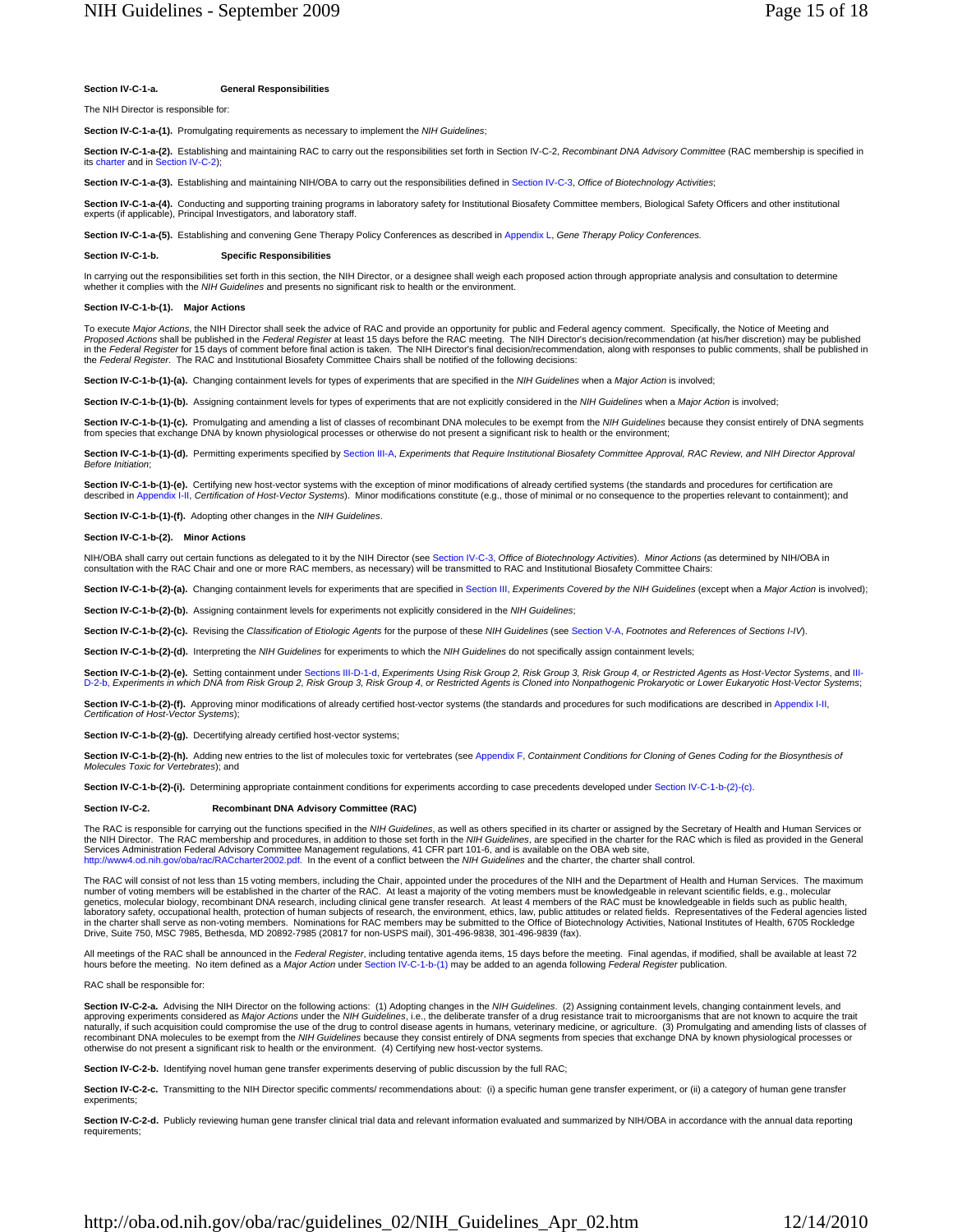**Section IV-C-1-a. General Responsibilities**

The NIH Director is responsible for:

**Section IV-C-1-a-(1).** Promulgating requirements as necessary to implement the *NIH Guidelines*;

**Section IV-C-1-a-(2).** Establishing and maintaining RAC to carry out the responsibilities set forth in Section IV-C-2, *Recombinant DNA Advisory Committee* (RAC membership is specified in its charter and in Section IV-C-2);

**Section IV-C-1-a-(3).** Establishing and maintaining NIH/OBA to carry out the responsibilities defined in Section IV-C-3, *Office of Biotechnology Activities*;

**Section IV-C-1-a-(4).** Conducting and supporting training programs in laboratory safety for Institutional Biosafety Committee members, Biological Safety Officers and other institutional experts (if applicable), Principal Investigators, and laboratory staff.

**Section IV-C-1-a-(5).** Establishing and convening Gene Therapy Policy Conferences as described in Appendix L, *Gene Therapy Policy Conferences.*

**Section IV-C-1-b. Specific Responsibilities**

In carrying out the responsibilities set forth in this section, the NIH Director, or a designee shall weigh each proposed action through appropriate analysis and consultation to determine whether it complies with the *NIH Guidelines* and presents no significant risk to health or the environment.

**Section IV-C-1-b-(1). Major Actions**

To execute *Major Actions*, the NIH Director shall seek the advice of RAC and provide an opportunity for public and Federal agency comment. Specifically, the Notice of Meeting and *Proposed Actions* shall be published in the *Federal Register* at least 15 days before the RAC meeting. The NIH Director's decision/recommendation (at his/her discretion) may be published in the *Federal Register* for 15 days of comment before final action is taken. The NIH Director's final decision/recommendation, along with responses to public comments, shall be published in the *Federal Register*. The RAC and Institutional Biosafety Committee Chairs shall be notified of the following decisions:

**Section IV-C-1-b-(1)-(a).** Changing containment levels for types of experiments that are specified in the *NIH Guidelines* when a *Major Action* is involved;

**Section IV-C-1-b-(1)-(b).** Assigning containment levels for types of experiments that are not explicitly considered in the *NIH Guidelines* when a *Major Action* is involved;

**Section IV-C-1-b-(1)-(c).** Promulgating and amending a list of classes of recombinant DNA molecules to be exempt from the *NIH Guidelines* because they consist entirely of DNA segments from species that exchange DNA by known physiological processes or otherwise do not present a significant risk to health or the environment;

**Section IV-C-1-b-(1)-(d).** Permitting experiments specified by Section III-A, *Experiments that Require Institutional Biosafety Committee Approval, RAC Review, and NIH Director Approval Before Initiation*;

**Section IV-C-1-b-(1)-(e).** Certifying new host-vector systems with the exception of minor modifications of already certified systems (the standards and procedures for certification are described in Appendix I-II, *Certification of Host-Vector Systems*). Minor modifications constitute (e.g., those of minimal or no consequence to the properties relevant to containment); and

**Section IV-C-1-b-(1)-(f).** Adopting other changes in the *NIH Guidelines*.

**Section IV-C-1-b-(2). Minor Actions**

NIH/OBA shall carry out certain functions as delegated to it by the NIH Director (see Section IV-C-3, *Office of Biotechnology Activities*). *Minor Actions* (as determined by NIH/OBA in consultation with the RAC Chair and one or more RAC members, as necessary) will be transmitted to RAC and Institutional Biosafety Committee Chairs:

**Section IV-C-1-b-(2)-(a).** Changing containment levels for experiments that are specified in Section III, *Experiments Covered by the NIH Guidelines* (except when a *Major Action* is involved);

**Section IV-C-1-b-(2)-(b).** Assigning containment levels for experiments not explicitly considered in the *NIH Guidelines*;

**Section IV-C-1-b-(2)-(c).** Revising the *Classification of Etiologic Agents* for the purpose of these *NIH Guidelines* (see Section V-A, *Footnotes and References of Sections I-IV*).

**Section IV-C-1-b-(2)-(d).** Interpreting the *NIH Guidelines* for experiments to which the *NIH Guidelines* do not specifically assign containment levels;

**Section IV-C-1-b-(2)-(e).** Setting containment under Sections III-D-1-d, *Experiments Using Risk Group 2, Risk Group 3, Risk Group 4, or Restricted Agents as Host-Vector Systems*, and III-D-2-b, *Experiments in which DNA from Risk Group 2, Risk Group 3, Risk Group 4, or Restricted Agents is Cloned into Nonpathogenic Prokaryotic or Lower Eukaryotic Host-Vector Systems*;

**Section IV-C-1-b-(2)-(f).** Approving minor modifications of already certified host-vector systems (the standards and procedures for such modifications are described in Appendix I-II, *Certification of Host-Vector Systems*);

**Section IV-C-1-b-(2)-(g).** Decertifying already certified host-vector systems;

**Section IV-C-1-b-(2)-(h).** Adding new entries to the list of molecules toxic for vertebrates (see Appendix F, *Containment Conditions for Cloning of Genes Coding for the Biosynthesis of Molecules Toxic for Vertebrates*); and

**Section IV-C-1-b-(2)-(i).** Determining appropriate containment conditions for experiments according to case precedents developed under Section IV-C-1-b-(2)-(c).

**Section IV-C-2. Recombinant DNA Advisory Committee (RAC)**

The RAC is responsible for carrying out the functions specified in the *NIH Guidelines*, as well as others specified in its charter or assigned by the Secretary of Health and Human Services or the NIH Director. The RAC membership and procedures, in addition to those set forth in the *NIH Guidelines*, are specified in the charter for the RAC which is filed as provided in the General Services Administration Federal Advisory Committee Management regulations, 41 CFR part 101-6, and is available on the OBA web site, http://www4.od.nih.gov/oba/rac/RACcharter2002.pdf. In the event of a conflict between the *NIH Guidelines* and the charter, the charter shall control.

The RAC will consist of not less than 15 voting members, including the Chair, appointed under the procedures of the NIH and the Department of Health and Human Services. The maximum number of voting members will be established in the charter of the RAC. At least a majority of the voting members must be knowledgeable in relevant scientific fields, e.g., molecular genetics, molecular biology, recombinant DNA research, including clinical gene transfer research. At least 4 members of the RAC must be knowledgeable in fields such as public health, laboratory safety, occupational health, protection of human subjects of research, the environment, ethics, law, public attitudes or related fields. Representatives of the Federal agencies listed in the charter shall serve as non-voting members. Nominations for RAC members may be submitted to the Office of Biotechnology Activities, National Institutes of Health, 6705 Rockledge Drive, Suite 750, MSC 7985, Bethesda, MD 20892-7985 (20817 for non-USPS mail), 301-496-9838, 301-496-9839 (fax).

All meetings of the RAC shall be announced in the *Federal Register*, including tentative agenda items, 15 days before the meeting. Final agendas, if modified, shall be available at least 72 hours before the meeting. No item defined as a *Major Action* under Section IV-C-1-b-(1) may be added to an agenda following *Federal Register* publication.

RAC shall be responsible for:

**Section IV-C-2-a.** Advising the NIH Director on the following actions: (1) Adopting changes in the *NIH Guidelines*. (2) Assigning containment levels, changing containment levels, and approving experiments considered as *Major Actions* under the *NIH Guidelines*, i.e., the deliberate transfer of a drug resistance trait to microorganisms that are not known to acquire the trait naturally, if such acquisition could compromise the use of the drug to control disease agents in humans, veterinary medicine, or agriculture. (3) Promulgating and amending lists of classes of recombinant DNA molecules to be exempt from the *NIH Guidelines* because they consist entirely of DNA segments from species that exchange DNA by known physiological processes or otherwise do not present a significant risk to health or the environment. (4) Certifying new host-vector systems.

**Section IV-C-2-b.** Identifying novel human gene transfer experiments deserving of public discussion by the full RAC;

**Section IV-C-2-c.** Transmitting to the NIH Director specific comments/ recommendations about: (i) a specific human gene transfer experiment, or (ii) a category of human gene transfer experiments;

**Section IV-C-2-d.** Publicly reviewing human gene transfer clinical trial data and relevant information evaluated and summarized by NIH/OBA in accordance with the annual data reporting requirements;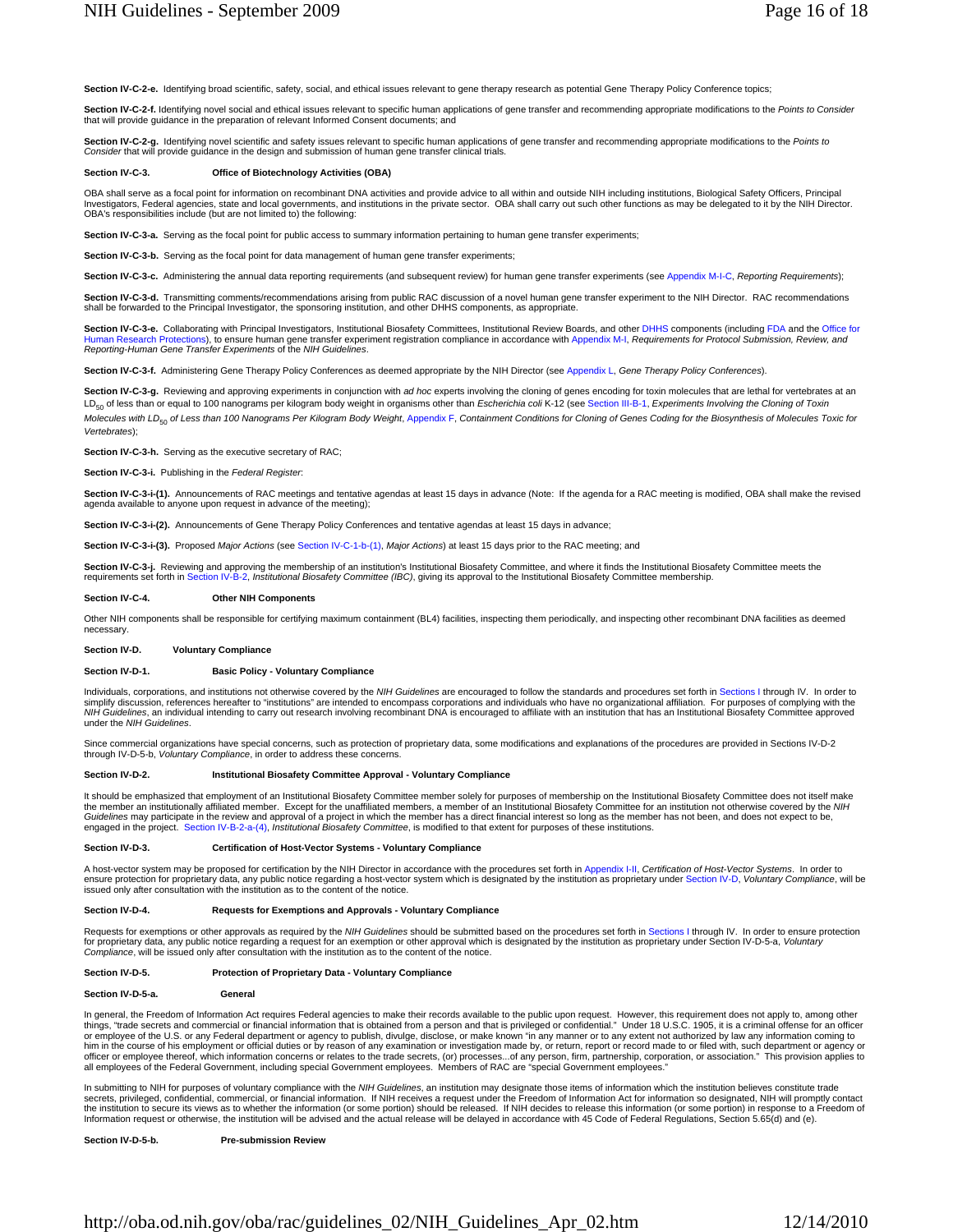**Section IV-C-2-e.** Identifying broad scientific, safety, social, and ethical issues relevant to gene therapy research as potential Gene Therapy Policy Conference topics;

**Section IV-C-2-f.** Identifying novel social and ethical issues relevant to specific human applications of gene transfer and recommending appropriate modifications to the *Points to Consider* that will provide guidance in the preparation of relevant Informed Consent documents; and

**Section IV-C-2-g.** Identifying novel scientific and safety issues relevant to specific human applications of gene transfer and recommending appropriate modifications to the *Points to Consider* that will provide guidance in the design and submission of human gene transfer clinical trials.

**Section IV-C-3. Office of Biotechnology Activities (OBA)**

OBA shall serve as a focal point for information on recombinant DNA activities and provide advice to all within and outside NIH including institutions, Biological Safety Officers, Principal Investigators, Federal agencies, state and local governments, and institutions in the private sector. OBA shall carry out such other functions as may be delegated to it by the NIH Director. OBA's responsibilities include (but are not limited to) the following:

**Section IV-C-3-a.** Serving as the focal point for public access to summary information pertaining to human gene transfer experiments;

**Section IV-C-3-b.** Serving as the focal point for data management of human gene transfer experiments;

**Section IV-C-3-c.** Administering the annual data reporting requirements (and subsequent review) for human gene transfer experiments (see Appendix M-I-C, *Reporting Requirements*);

**Section IV-C-3-d.** Transmitting comments/recommendations arising from public RAC discussion of a novel human gene transfer experiment to the NIH Director. RAC recommendations shall be forwarded to the Principal Investigator, the sponsoring institution, and other DHHS components, as appropriate.

**Section IV-C-3-e.** Collaborating with Principal Investigators, Institutional Biosafety Committees, Institutional Review Boards, and other DHHS components (including FDA and the Office for Human Research Protections), to ensure human gene transfer experiment registration compliance in accordance with Appendix M-I, *Requirements for Protocol Submission, Review, and Reporting-Human Gene Transfer Experiments* of the *NIH Guidelines*.

**Section IV-C-3-f.** Administering Gene Therapy Policy Conferences as deemed appropriate by the NIH Director (see Appendix L, *Gene Therapy Policy Conferences*).

**Section IV-C-3-g.** Reviewing and approving experiments in conjunction with *ad hoc* experts involving the cloning of genes encoding for toxin molecules that are lethal for vertebrates at an $LD_{50}$ of less than or equal to 100 nanograms per kilogram body weight in organisms other than *Escherichia coli* K-12 (see Section III-B-1, *Experiments Involving the Cloning of Toxin Molecules with* $LD_{50}$ *of Less than 100 Nanograms Per Kilogram Body Weight*, Appendix F, *Containment Conditions for Cloning of Genes Coding for the Biosynthesis of Molecules Toxic for Vertebrates*);

**Section IV-C-3-h.** Serving as the executive secretary of RAC;

**Section IV-C-3-i.** Publishing in the *Federal Register*:

**Section IV-C-3-i-(1).** Announcements of RAC meetings and tentative agendas at least 15 days in advance (Note: If the agenda for a RAC meeting is modified, OBA shall make the revised agenda available to anyone upon request in advance of the meeting);

**Section IV-C-3-i-(2).** Announcements of Gene Therapy Policy Conferences and tentative agendas at least 15 days in advance;

**Section IV-C-3-i-(3).** Proposed *Major Actions* (see Section IV-C-1-b-(1), *Major Actions*) at least 15 days prior to the RAC meeting; and

**Section IV-C-3-j.** Reviewing and approving the membership of an institution's Institutional Biosafety Committee, and where it finds the Institutional Biosafety Committee meets the requirements set forth in Section IV-B-2, *Institutional Biosafety Committee (IBC)*, giving its approval to the Institutional Biosafety Committee membership.

**Section IV-C-4. Other NIH Components**

Other NIH components shall be responsible for certifying maximum containment (BL4) facilities, inspecting them periodically, and inspecting other recombinant DNA facilities as deemed necessary.

**Section IV-D. Voluntary Compliance**

**Section IV-D-1. Basic Policy - Voluntary Compliance**

Individuals, corporations, and institutions not otherwise covered by the *NIH Guidelines* are encouraged to follow the standards and procedures set forth in Sections I through IV. In order to simplify discussion, references hereafter to "institutions" are intended to encompass corporations and individuals who have no organizational affiliation. For purposes of complying with the *NIH Guidelines*, an individual intending to carry out research involving recombinant DNA is encouraged to affiliate with an institution that has an Institutional Biosafety Committee approved under the *NIH Guidelines*.

Since commercial organizations have special concerns, such as protection of proprietary data, some modifications and explanations of the procedures are provided in Sections IV-D-2 through IV-D-5-b, *Voluntary Compliance*, in order to address these concerns.

**Section IV-D-2. Institutional Biosafety Committee Approval - Voluntary Compliance**

It should be emphasized that employment of an Institutional Biosafety Committee member solely for purposes of membership on the Institutional Biosafety Committee does not itself make the member an institutionally affiliated member. Except for the unaffiliated members, a member of an Institutional Biosafety Committee for an institution not otherwise covered by the *NIH Guidelines* may participate in the review and approval of a project in which the member has a direct financial interest so long as the member has not been, and does not expect to be, engaged in the project. Section IV-B-2-a-(4), *Institutional Biosafety Committee*, is modified to that extent for purposes of these institutions.

**Section IV-D-3. Certification of Host-Vector Systems - Voluntary Compliance**

A host-vector system may be proposed for certification by the NIH Director in accordance with the procedures set forth in Appendix I-II, *Certification of Host-Vector Systems*. In order to ensure protection for proprietary data, any public notice regarding a host-vector system which is designated by the institution as proprietary under Section IV-D, *Voluntary Compliance*, will be issued only after consultation with the institution as to the content of the notice.

**Section IV-D-4. Requests for Exemptions and Approvals - Voluntary Compliance**

Requests for exemptions or other approvals as required by the *NIH Guidelines* should be submitted based on the procedures set forth in Sections I through IV. In order to ensure protection for proprietary data, any public notice regarding a request for an exemption or other approval which is designated by the institution as proprietary under Section IV-D-5-a, *Voluntary Compliance*, will be issued only after consultation with the institution as to the content of the notice.

**Section IV-D-5. Protection of Proprietary Data - Voluntary Compliance**

**Section IV-D-5-a. General**

In general, the Freedom of Information Act requires Federal agencies to make their records available to the public upon request. However, this requirement does not apply to, among other things, "trade secrets and commercial or financial information that is obtained from a person and that is privileged or confidential." Under 18 U.S.C. 1905, it is a criminal offense for an officer or employee of the U.S. or any Federal department or agency to publish, divulge, disclose, or make known "in any manner or to any extent not authorized by law any information coming to him in the course of his employment or official duties or by reason of any examination or investigation made by, or return, report or record made to or filed with, such department or agency or officer or employee thereof, which information concerns or relates to the trade secrets, (or) processes...of any person, firm, partnership, corporation, or association." This provision applies to all employees of the Federal Government, including special Government employees. Members of RAC are "special Government employees."

In submitting to NIH for purposes of voluntary compliance with the *NIH Guidelines*, an institution may designate those items of information which the institution believes constitute trade secrets, privileged, confidential, commercial, or financial information. If NIH receives a request under the Freedom of Information Act for information so designated, NIH will promptly contact the institution to secure its views as to whether the information (or some portion) should be released. If NIH decides to release this information (or some portion) in response to a Freedom of Information request or otherwise, the institution will be advised and the actual release will be delayed in accordance with 45 Code of Federal Regulations, Section 5.65(d) and (e).

**Section IV-D-5-b. Pre-submission Review**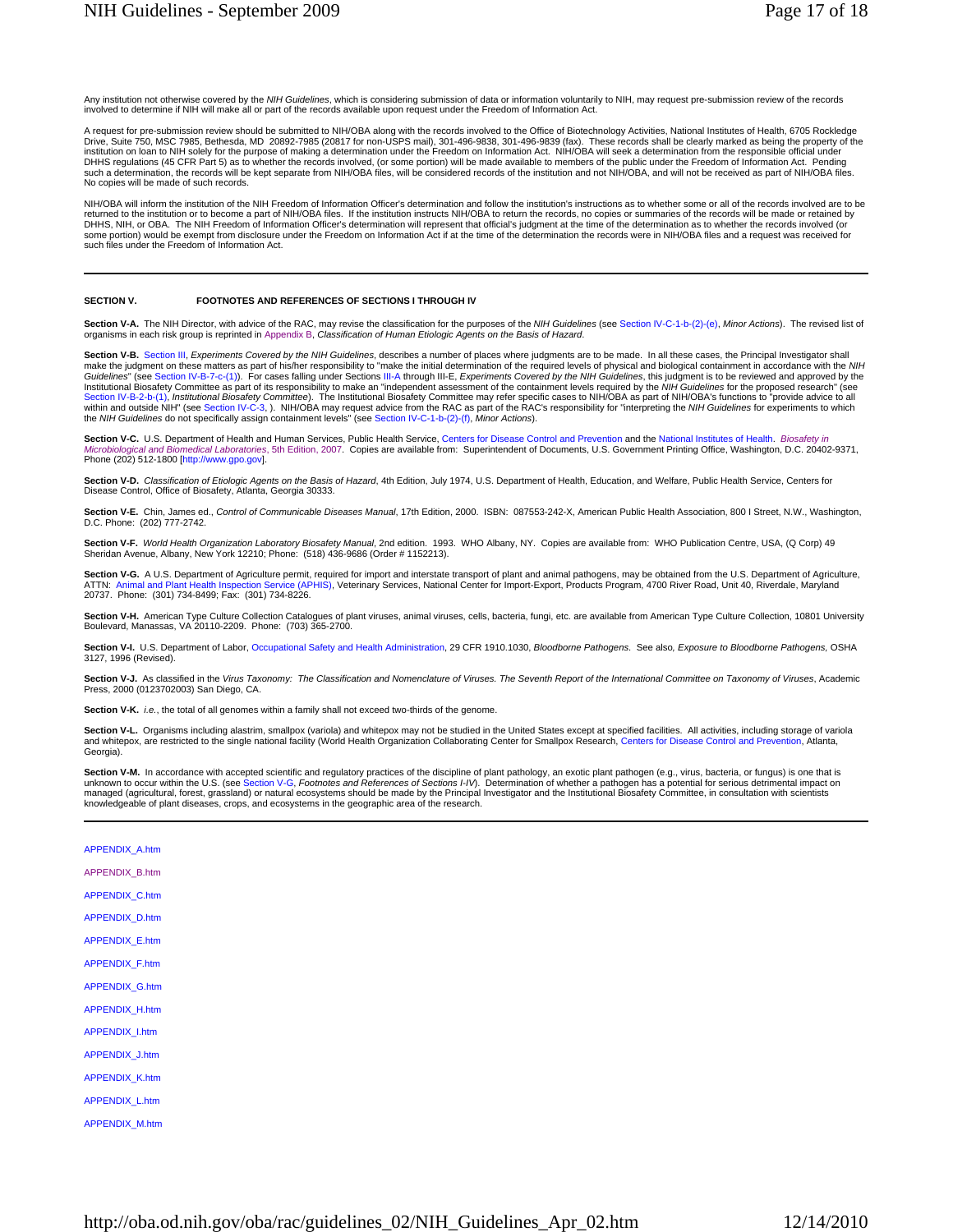Any institution not otherwise covered by the *NIH Guidelines*, which is considering submission of data or information voluntarily to NIH, may request pre-submission review of the records involved to determine if NIH will make all or part of the records available upon request under the Freedom of Information Act.

A request for pre-submission review should be submitted to NIH/OBA along with the records involved to the Office of Biotechnology Activities, National Institutes of Health, 6705 Rockledge Drive, Suite 750, MSC 7985, Bethesda, MD 20892-7985 (20817 for non-USPS mail), 301-496-9838, 301-496-9839 (fax). These records shall be clearly marked as being the property of the institution on loan to NIH solely for the purpose of making a determination under the Freedom on Information Act. NIH/OBA will seek a determination from the responsible official under DHHS regulations (45 CFR Part 5) as to whether the records involved, (or some portion) will be made available to members of the public under the Freedom of Information Act. Pending such a determination, the records will be kept separate from NIH/OBA files, will be considered records of the institution and not NIH/OBA, and will not be received as part of NIH/OBA files. No copies will be made of such records.

NIH/OBA will inform the institution of the NIH Freedom of Information Officer's determination and follow the institution's instructions as to whether some or all of the records involved are to be returned to the institution or to become a part of NIH/OBA files. If the institution instructs NIH/OBA to return the records, no copies or summaries of the records will be made or retained by DHHS, NIH, or OBA. The NIH Freedom of Information Officer's determination will represent that official's judgment at the time of the determination as to whether the records involved (or some portion) would be exempt from disclosure under the Freedom on Information Act if at the time of the determination the records were in NIH/OBA files and a request was received for such files under the Freedom of Information Act.

---

**SECTION V. FOOTNOTES AND REFERENCES OF SECTIONS I THROUGH IV**

**Section V-A.** The NIH Director, with advice of the RAC, may revise the classification for the purposes of the *NIH Guidelines* (see Section IV-C-1-b-(2)-(e), *Minor Actions*). The revised list of organisms in each risk group is reprinted in Appendix B, *Classification of Human Etiologic Agents on the Basis of Hazard*.

**Section V-B.** Section III, *Experiments Covered by the NIH Guidelines*, describes a number of places where judgments are to be made. In all these cases, the Principal Investigator shall make the judgment on these matters as part of his/her responsibility to "make the initial determination of the required levels of physical and biological containment in accordance with the *NIH Guidelines*" (see Section IV-B-7-c-(1)). For cases falling under Sections III-A through III-E, *Experiments Covered by the NIH Guidelines*, this judgment is to be reviewed and approved by the Institutional Biosafety Committee as part of its responsibility to make an "independent assessment of the containment levels required by the *NIH Guidelines* for the proposed research" (see Section IV-B-2-b-(1), *Institutional Biosafety Committee*). The Institutional Biosafety Committee may refer specific cases to NIH/OBA as part of NIH/OBA's functions to "provide advice to all within and outside NIH" (see Section IV-C-3, ). NIH/OBA may request advice from the RAC as part of the RAC's responsibility for "interpreting the *NIH Guidelines* for experiments to which the *NIH Guidelines* do not specifically assign containment levels" (see Section IV-C-1-b-(2)-(f), *Minor Actions*).

**Section V-C.** U.S. Department of Health and Human Services, Public Health Service, Centers for Disease Control and Prevention and the National Institutes of Health. *Biosafety in Microbiological and Biomedical Laboratories*, 5th Edition, 2007. Copies are available from: Superintendent of Documents, U.S. Government Printing Office, Washington, D.C. 20402-9371, Phone (202) 512-1800 [http://www.gpo.gov].

**Section V-D.** *Classification of Etiologic Agents on the Basis of Hazard*, 4th Edition, July 1974, U.S. Department of Health, Education, and Welfare, Public Health Service, Centers for Disease Control, Office of Biosafety, Atlanta, Georgia 30333.

**Section V-E.** Chin, James ed., *Control of Communicable Diseases Manual*, 17th Edition, 2000. ISBN: 087553-242-X, American Public Health Association, 800 I Street, N.W., Washington, D.C. Phone: (202) 777-2742.

**Section V-F.** *World Health Organization Laboratory Biosafety Manual*, 2nd edition. 1993. WHO Albany, NY. Copies are available from: WHO Publication Centre, USA, (Q Corp) 49 Sheridan Avenue, Albany, New York 12210; Phone: (518) 436-9686 (Order # 1152213).

**Section V-G.** A U.S. Department of Agriculture permit, required for import and interstate transport of plant and animal pathogens, may be obtained from the U.S. Department of Agriculture, ATTN: Animal and Plant Health Inspection Service (APHIS), Veterinary Services, National Center for Import-Export, Products Program, 4700 River Road, Unit 40, Riverdale, Maryland 20737. Phone: (301) 734-8499; Fax: (301) 734-8226.

**Section V-H.** American Type Culture Collection Catalogues of plant viruses, animal viruses, cells, bacteria, fungi, etc. are available from American Type Culture Collection, 10801 University Boulevard, Manassas, VA 20110-2209. Phone: (703) 365-2700.

**Section V-I.** U.S. Department of Labor, Occupational Safety and Health Administration, 29 CFR 1910.1030, *Bloodborne Pathogens*. See also, *Exposure to Bloodborne Pathogens*, OSHA 3127, 1996 (Revised).

**Section V-J.** As classified in the *Virus Taxonomy: The Classification and Nomenclature of Viruses. The Seventh Report of the International Committee on Taxonomy of Viruses*, Academic Press, 2000 (0123702003) San Diego, CA.

**Section V-K.** *i.e.*, the total of all genomes within a family shall not exceed two-thirds of the genome.

**Section V-L.** Organisms including alastrim, smallpox (variola) and whitepox may not be studied in the United States except at specified facilities. All activities, including storage of variola and whitepox, are restricted to the single national facility (World Health Organization Collaborating Center for Smallpox Research, Centers for Disease Control and Prevention, Atlanta, Georgia).

**Section V-M.** In accordance with accepted scientific and regulatory practices of the discipline of plant pathology, an exotic plant pathogen (e.g., virus, bacteria, or fungus) is one that is unknown to occur within the U.S. (see Section V-G, *Footnotes and References of Sections I-IV*). Determination of whether a pathogen has a potential for serious detrimental impact on managed (agricultural, forest, grassland) or natural ecosystems should be made by the Principal Investigator and the Institutional Biosafety Committee, in consultation with scientists knowledgeable of plant diseases, crops, and ecosystems in the geographic area of the research.

---

APPENDIX_A.htm

APPENDIX_B.htm

APPENDIX_C.htm

APPENDIX_D.htm

APPENDIX_E.htm

APPENDIX_F.htm

APPENDIX_G.htm

APPENDIX_H.htm

APPENDIX_I.htm

APPENDIX_J.htm

APPENDIX_K.htm

APPENDIX_L.htm

APPENDIX_M.htm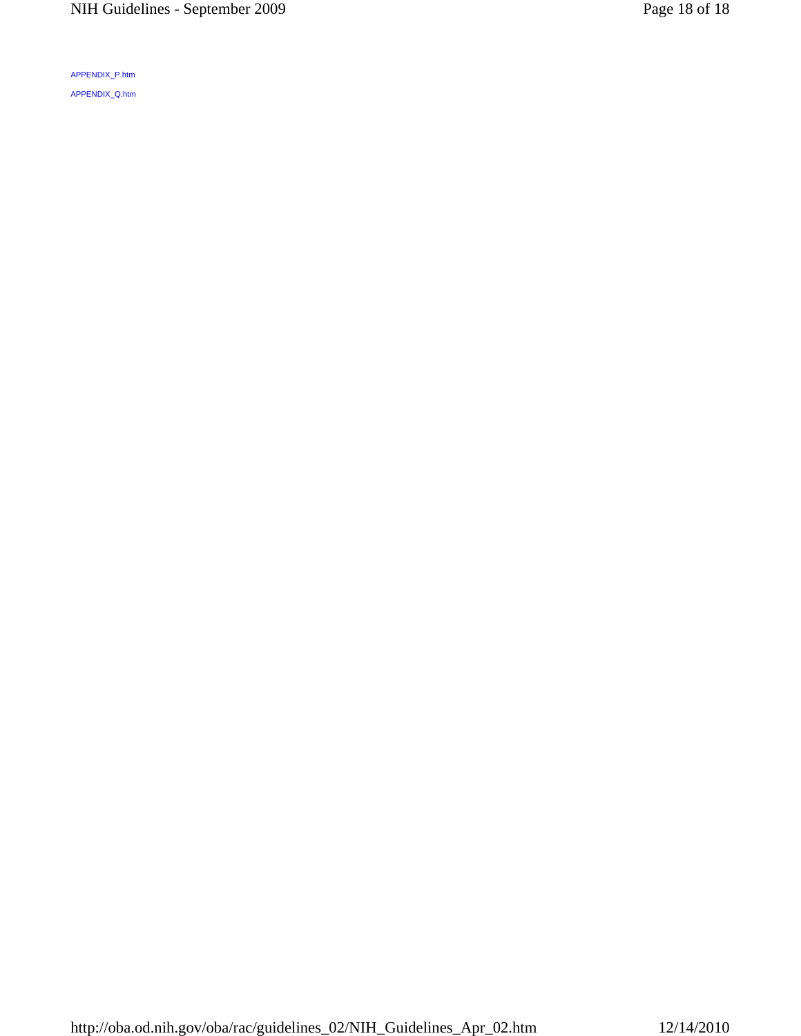APPENDIX_P.htm

APPENDIX_Q.htm